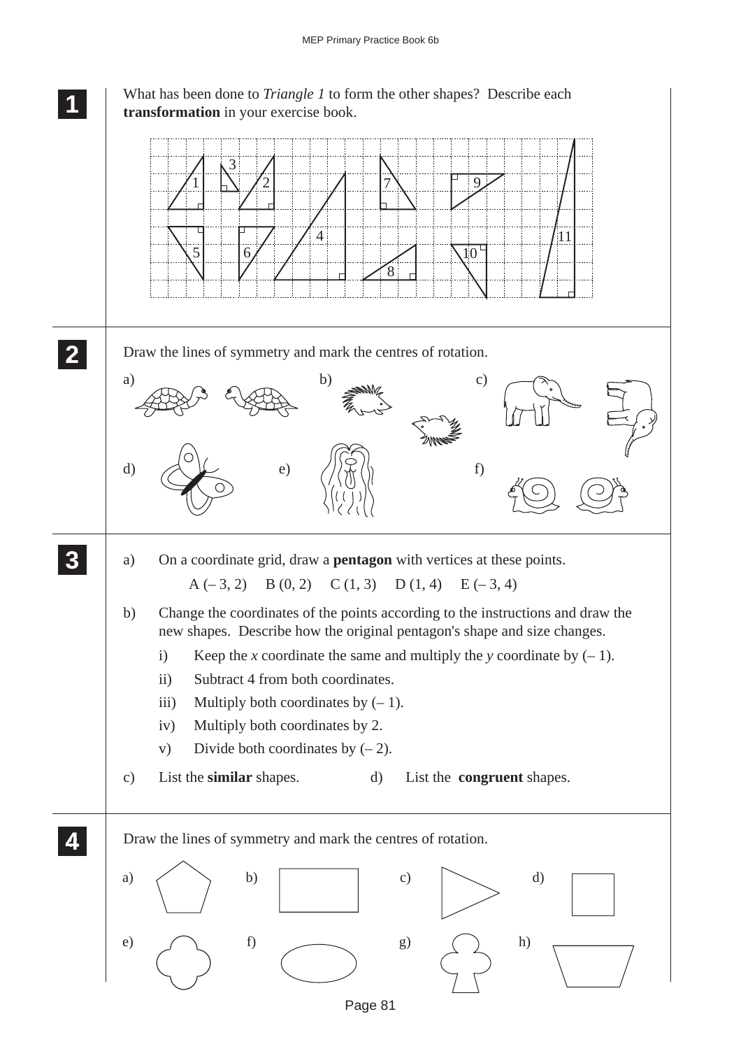**1** What has been done to *Triangle 1* to form the other shapes? Describe each **transformation** in your exercise book.

**2** Draw the lines of symmetry and mark the centres of rotation.

a) b) c)

d) e) f)

**3**

a) On a coordinate grid, draw a **pentagon** with vertices at these points.

A (– 3, 2) B (0, 2) C (1, 3) D (1, 4) E (– 3, 4)

b) Change the coordinates of the points according to the instructions and draw the new shapes. Describe how the original pentagon's shape and size changes.

i) Keep the $x$ coordinate the same and multiply the $y$ coordinate by (– 1).

ii) Subtract 4 from both coordinates.

iii) Multiply both coordinates by (– 1).

iv) Multiply both coordinates by 2.

v) Divide both coordinates by (– 2).

c) List the **similar** shapes.

d) List the **congruent** shapes.

**4** Draw the lines of symmetry and mark the centres of rotation.

a) b) c) d)

e) f) g) h)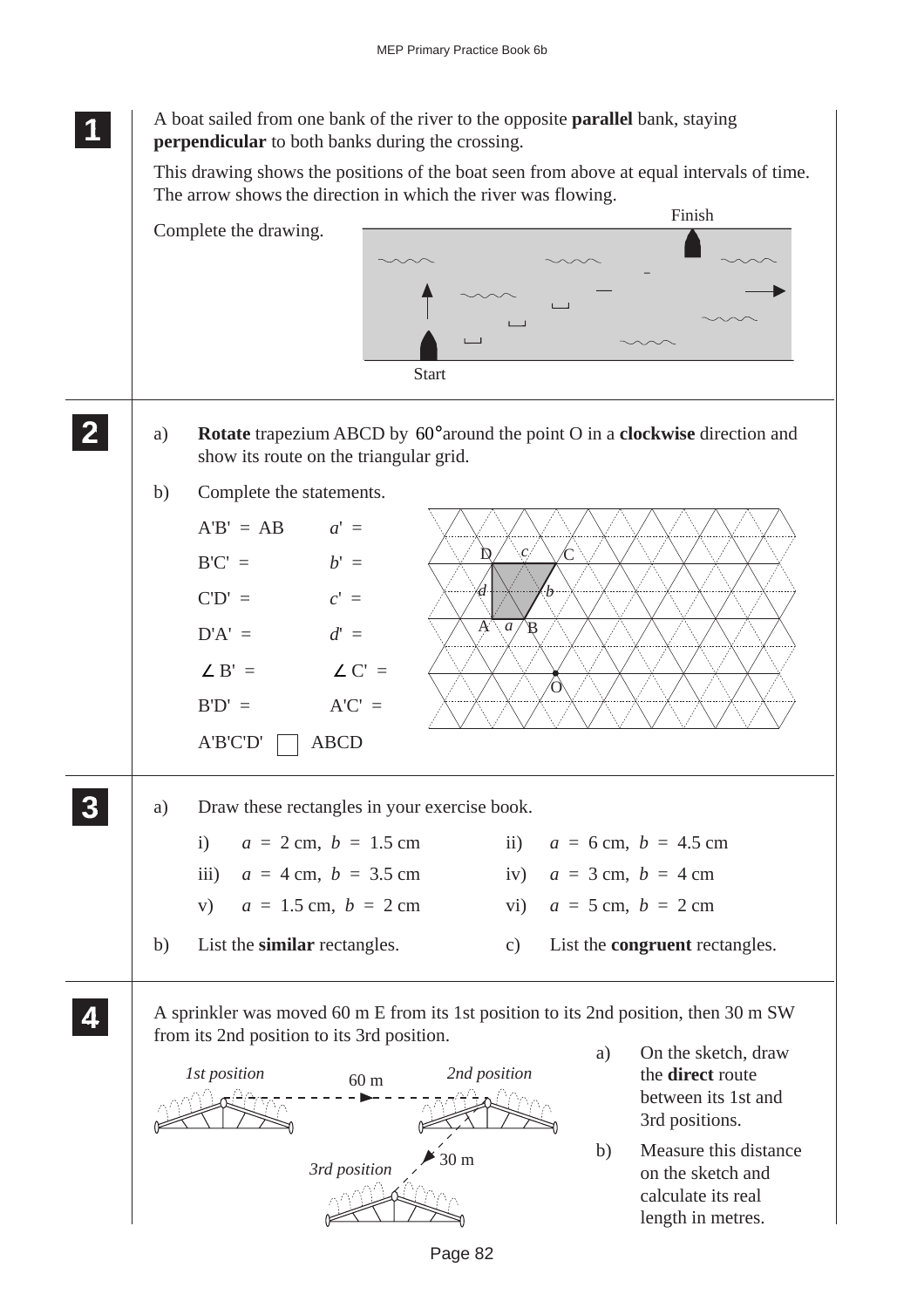**1**

A boat sailed from one bank of the river to the opposite **parallel** bank, staying **perpendicular** to both banks during the crossing.

This drawing shows the positions of the boat seen from above at equal intervals of time. The arrow shows the direction in which the river was flowing.

Complete the drawing.

Finish

Start

**2**

a) **Rotate** trapezium ABCD by 60° around the point O in a **clockwise** direction and show its route on the triangular grid.

b) Complete the statements.

A'B' = AB $\quad$ $a'$ =

B'C' = $\quad$ $b'$ =

C'D' = $\quad$ $c'$ =

D'A' = $\quad$ $d'$ =

∠ B' = $\quad$ ∠ C' =

B'D' = $\quad$ A'C' =

A'B'C'D' ☐ ABCD

**3**

a) Draw these rectangles in your exercise book.

i) $a = 2$ cm, $b = 1.5$ cm

ii) $a = 6$ cm, $b = 4.5$ cm

iii) $a = 4$ cm, $b = 3.5$ cm

iv) $a = 3$ cm, $b = 4$ cm

v) $a = 1.5$ cm, $b = 2$ cm

vi) $a = 5$ cm, $b = 2$ cm

b) List the **similar** rectangles.

c) List the **congruent** rectangles.

**4**

A sprinkler was moved 60 m E from its 1st position to its 2nd position, then 30 m SW from its 2nd position to its 3rd position.

*1st position* $\quad$ 60 m $\quad$ *2nd position*

30 m

*3rd position*

a) On the sketch, draw the **direct** route between its 1st and 3rd positions.

b) Measure this distance on the sketch and calculate its real length in metres.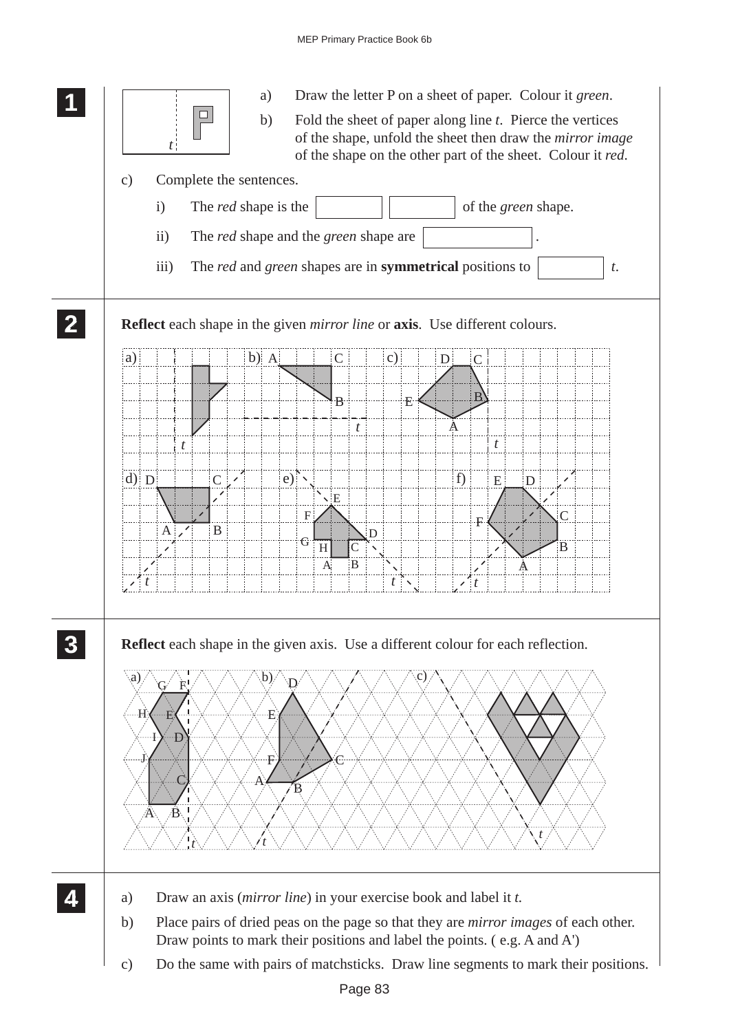**1**

a) Draw the letter P on a sheet of paper. Colour it *green*.

b) Fold the sheet of paper along line *t*. Pierce the vertices of the shape, unfold the sheet then draw the *mirror image* of the shape on the other part of the sheet. Colour it *red*.

c) Complete the sentences.

i) The *red* shape is the [ ] [ ] of the *green* shape.

ii) The *red* shape and the *green* shape are [ ] .

iii) The *red* and *green* shapes are in **symmetrical** positions to [ ] *t*.

**2**

**Reflect** each shape in the given *mirror line* or **axis**. Use different colours.

**3**

**Reflect** each shape in the given axis. Use a different colour for each reflection.

**4**

a) Draw an axis (*mirror line*) in your exercise book and label it *t*.

b) Place pairs of dried peas on the page so that they are *mirror images* of each other. Draw points to mark their positions and label the points. ( e.g. A and A')

c) Do the same with pairs of matchsticks. Draw line segments to mark their positions.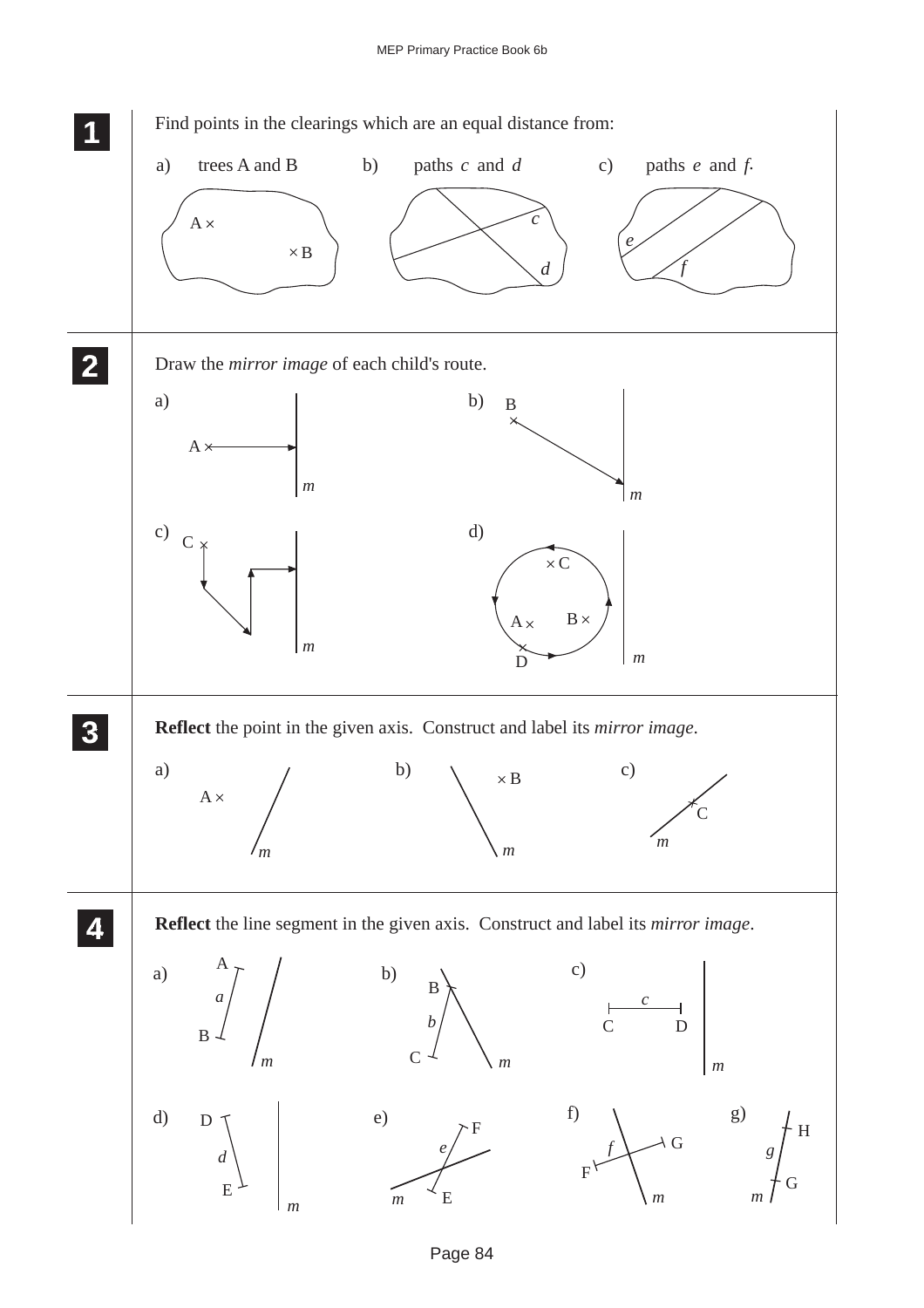## 1

Find points in the clearings which are an equal distance from:

a) trees A and B

b) paths $c$ and $d$

c) paths $e$ and $f$.

## 2

Draw the *mirror image* of each child's route.

a)

b)

c)

d)

## 3

**Reflect** the point in the given axis. Construct and label its *mirror image*.

a)

b)

c)

## 4

**Reflect** the line segment in the given axis. Construct and label its *mirror image*.

a)

b)

c)

d)

e)

f)

g)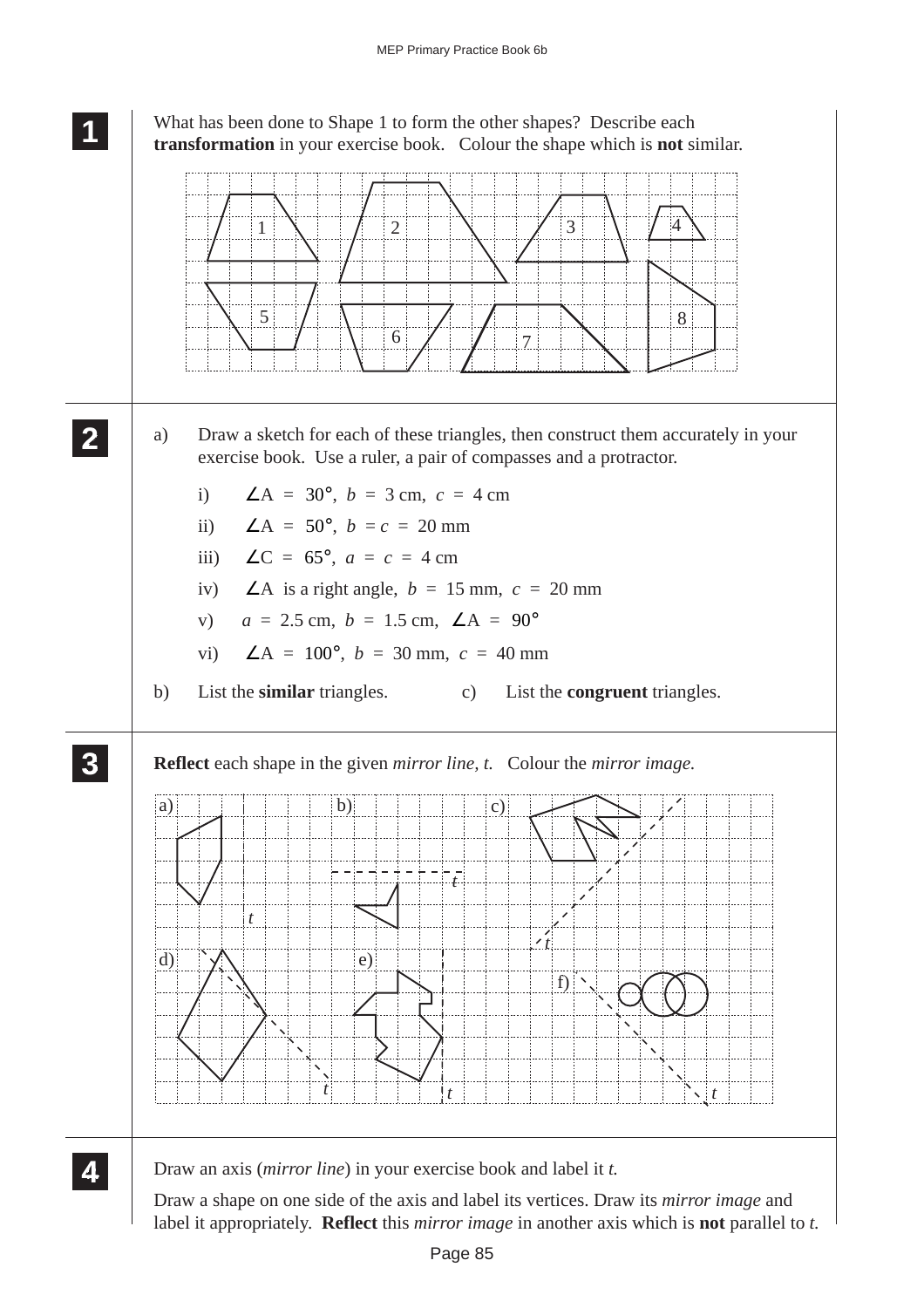## 1

What has been done to Shape 1 to form the other shapes? Describe each **transformation** in your exercise book. Colour the shape which is **not** similar.

## 2

a) Draw a sketch for each of these triangles, then construct them accurately in your exercise book. Use a ruler, a pair of compasses and a protractor.

i) $\angle A = 30°$, $b = 3$ cm, $c = 4$ cm

ii) $\angle A = 50°$, $b = c = 20$ mm

iii) $\angle C = 65°$, $a = c = 4$ cm

iv) $\angle A$ is a right angle, $b = 15$ mm, $c = 20$ mm

v) $a = 2.5$ cm, $b = 1.5$ cm, $\angle A = 90°$

vi) $\angle A = 100°$, $b = 30$ mm, $c = 40$ mm

b) List the **similar** triangles.

c) List the **congruent** triangles.

## 3

**Reflect** each shape in the given *mirror line, t.* Colour the *mirror image.*

a) b) c) d) e) f)

## 4

Draw an axis (*mirror line*) in your exercise book and label it *t.*

Draw a shape on one side of the axis and label its vertices. Draw its *mirror image* and label it appropriately. **Reflect** this *mirror image* in another axis which is **not** parallel to *t.*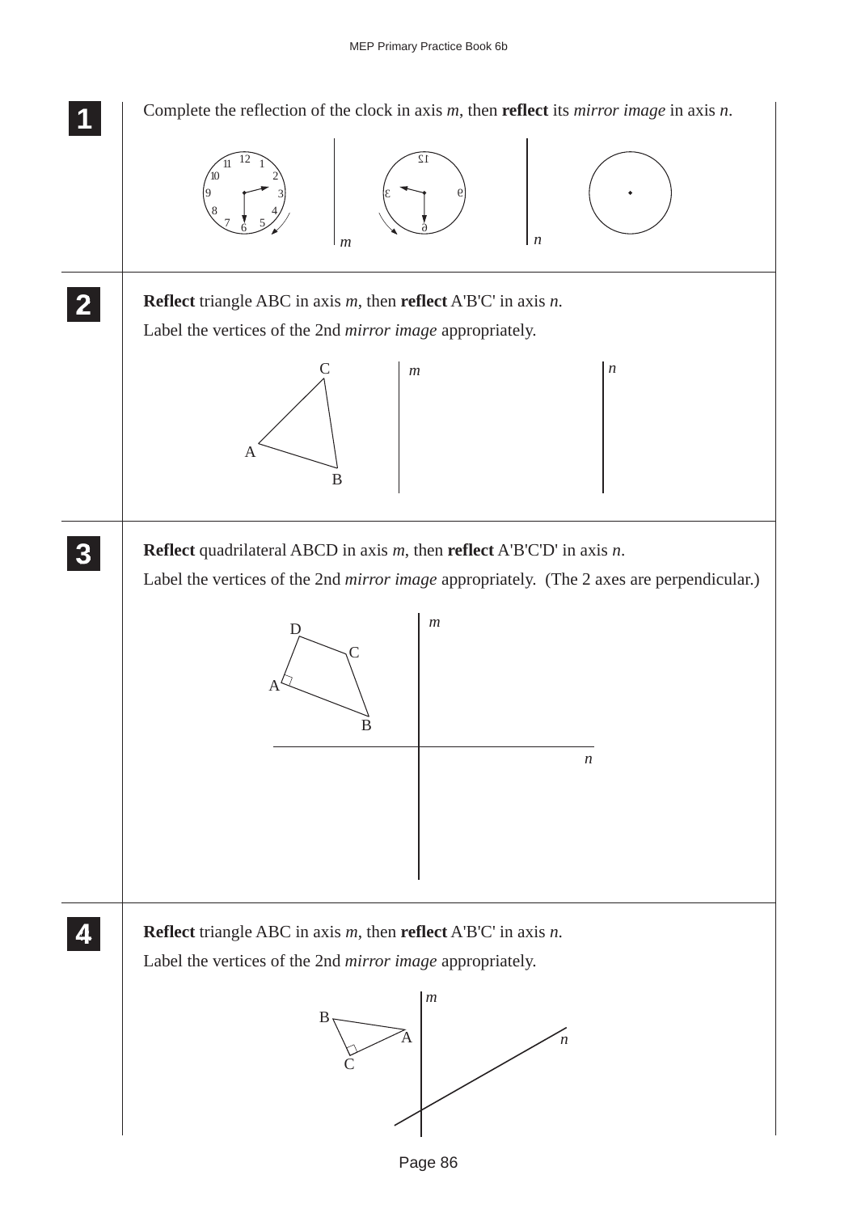**1** Complete the reflection of the clock in axis $m$, then **reflect** its *mirror image* in axis $n$.

**2** **Reflect** triangle ABC in axis $m$, then **reflect** A'B'C' in axis $n$.

Label the vertices of the 2nd *mirror image* appropriately.

**3** **Reflect** quadrilateral ABCD in axis $m$, then **reflect** A'B'C'D' in axis $n$.

Label the vertices of the 2nd *mirror image* appropriately. (The 2 axes are perpendicular.)

**4** **Reflect** triangle ABC in axis $m$, then **reflect** A'B'C' in axis $n$.

Label the vertices of the 2nd *mirror image* appropriately.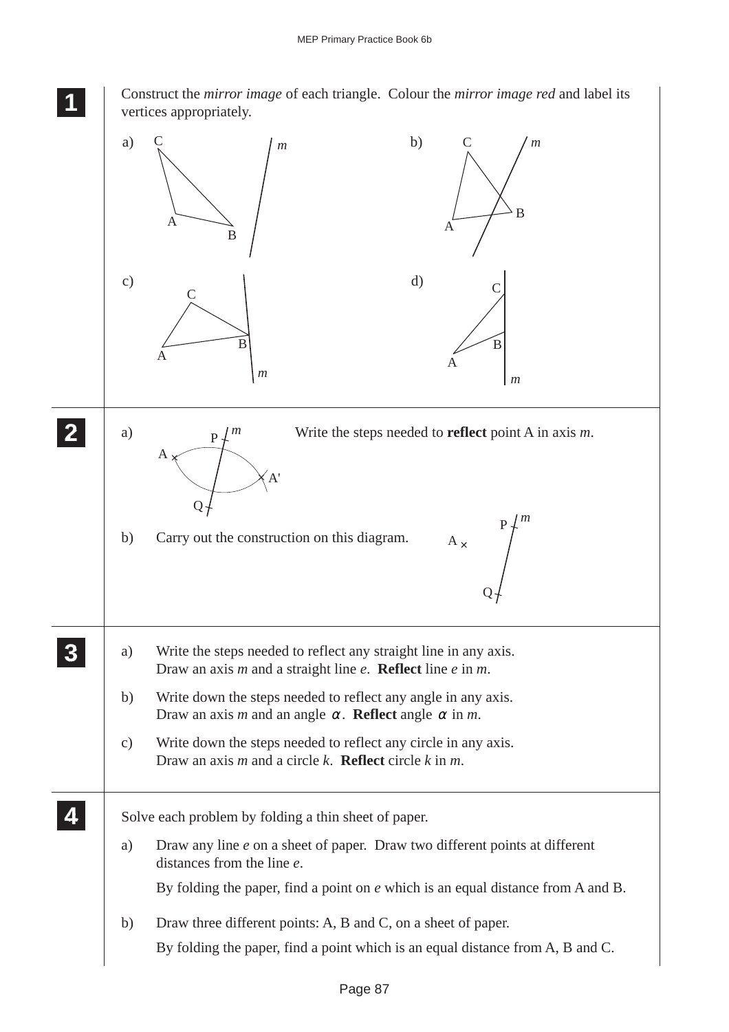**1** Construct the *mirror image* of each triangle. Colour the *mirror image red* and label its vertices appropriately.

a) C, A, B, *m*

b) C, *m*, B, A

c) C, B, A, *m*

d) C, B, A, *m*

**2** a) Write the steps needed to **reflect** point A in axis *m*.

P, *m*, A, A', Q

b) Carry out the construction on this diagram.

P, *m*, A, Q

**3** a) Write the steps needed to reflect any straight line in any axis.
Draw an axis *m* and a straight line *e*. **Reflect** line *e* in *m*.

b) Write down the steps needed to reflect any angle in any axis.
Draw an axis *m* and an angle $\alpha$. **Reflect** angle $\alpha$ in *m*.

c) Write down the steps needed to reflect any circle in any axis.
Draw an axis *m* and a circle *k*. **Reflect** circle *k* in *m*.

**4** Solve each problem by folding a thin sheet of paper.

a) Draw any line *e* on a sheet of paper. Draw two different points at different distances from the line *e*.

By folding the paper, find a point on *e* which is an equal distance from A and B.

b) Draw three different points: A, B and C, on a sheet of paper.

By folding the paper, find a point which is an equal distance from A, B and C.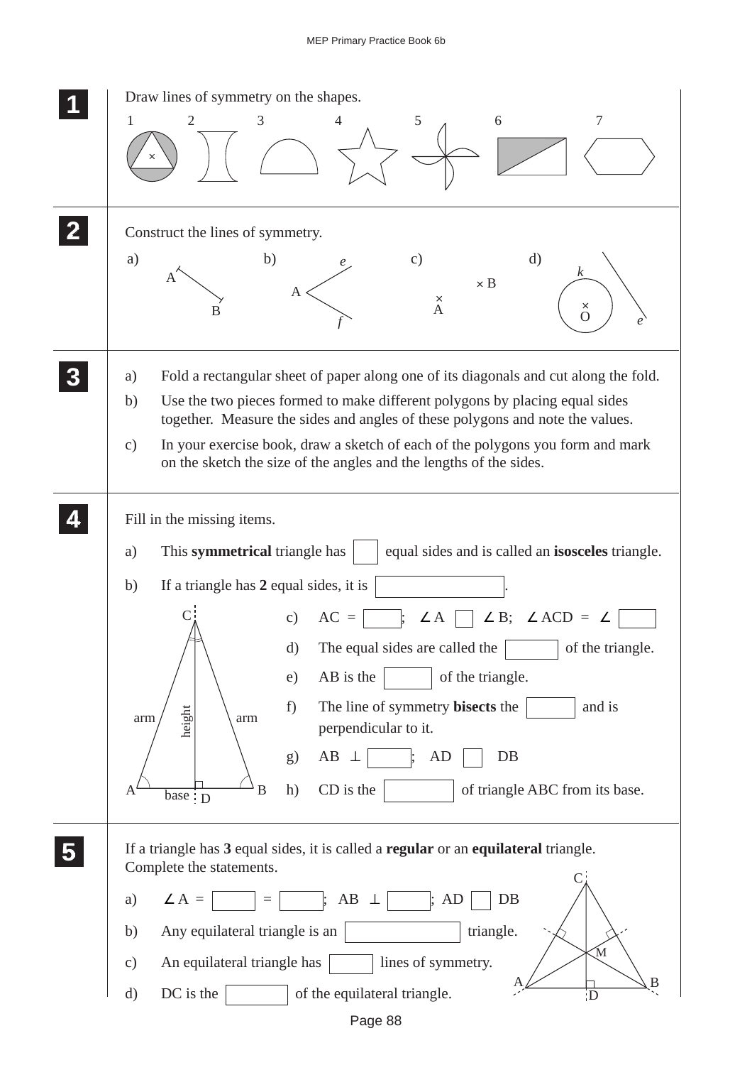**1** Draw lines of symmetry on the shapes.

1 2 3 4 5 6 7

**2** Construct the lines of symmetry.

a) A, B  b) A, *e*, *f*  c) × A, × B  d) *k*, O, *e*

**3**

a) Fold a rectangular sheet of paper along one of its diagonals and cut along the fold.

b) Use the two pieces formed to make different polygons by placing equal sides together. Measure the sides and angles of these polygons and note the values.

c) In your exercise book, draw a sketch of each of the polygons you form and mark on the sketch the size of the angles and the lengths of the sides.

**4** Fill in the missing items.

a) This **symmetrical** triangle has ☐ equal sides and is called an **isosceles** triangle.

b) If a triangle has **2** equal sides, it is ☐.

c) AC = ☐; ∠A ☐ ∠B; ∠ACD = ∠ ☐

d) The equal sides are called the ☐ of the triangle.

e) AB is the ☐ of the triangle.

f) The line of symmetry **bisects** the ☐ and is perpendicular to it.

g) AB ⊥ ☐; AD ☐ DB

h) CD is the ☐ of triangle ABC from its base.

(Diagram: triangle ABC with C at top, arms AC and BC, height CD, base AB, D on base.)

**5** If a triangle has **3** equal sides, it is called a **regular** or an **equilateral** triangle. Complete the statements.

a) ∠A = ☐ = ☐; AB ⊥ ☐; AD ☐ DB

b) Any equilateral triangle is an ☐ triangle.

c) An equilateral triangle has ☐ lines of symmetry.

d) DC is the ☐ of the equilateral triangle.

(Diagram: equilateral triangle ABC with point D on AB and M at intersection of lines of symmetry.)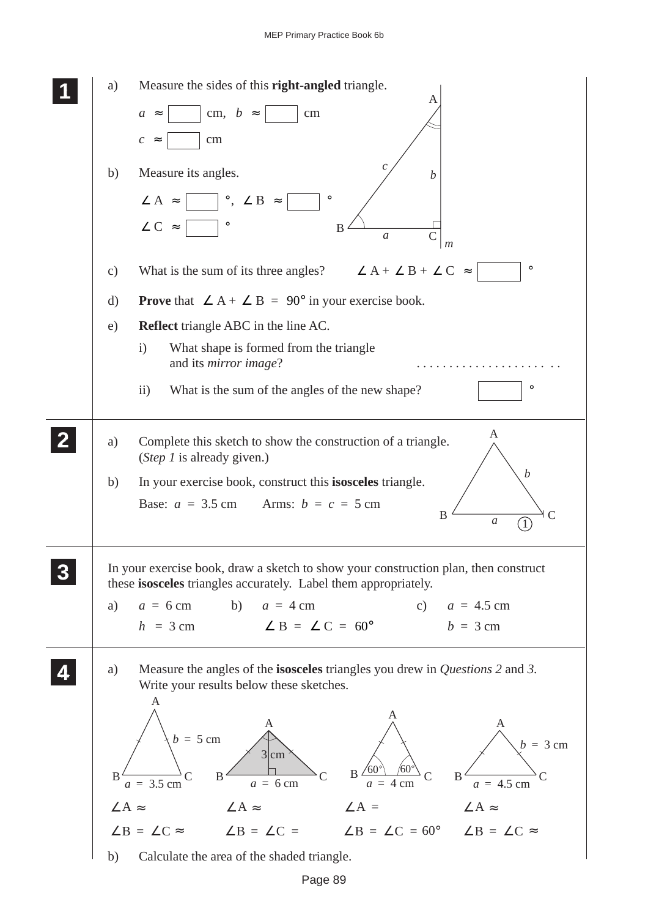**1**

a) Measure the sides of this **right-angled** triangle.

$a \approx$ ☐ cm, $b \approx$ ☐ cm

$c \approx$ ☐ cm

b) Measure its angles.

$\angle A \approx$ ☐ °, $\angle B \approx$ ☐ °

$\angle C \approx$ ☐ °

c) What is the sum of its three angles? $\angle A + \angle B + \angle C \approx$ ☐ °

d) **Prove** that $\angle A + \angle B = 90°$ in your exercise book.

e) **Reflect** triangle ABC in the line AC.

i) What shape is formed from the triangle and its *mirror image*? . . . . . . . . . . . . . . . . . . . . . . .

ii) What is the sum of the angles of the new shape? ☐ °

**2**

a) Complete this sketch to show the construction of a triangle. (*Step 1* is already given.)

b) In your exercise book, construct this **isosceles** triangle.

Base: $a = 3.5$ cm Arms: $b = c = 5$ cm

**3**

In your exercise book, draw a sketch to show your construction plan, then construct these **isosceles** triangles accurately. Label them appropriately.

a) $a = 6$ cm, $h = 3$ cm

b) $a = 4$ cm, $\angle B = \angle C = 60°$

c) $a = 4.5$ cm, $b = 3$ cm

**4**

a) Measure the angles of the **isosceles** triangles you drew in *Questions 2* and *3*. Write your results below these sketches.

| $a = 3.5$ cm, $b = 5$ cm | $a = 6$ cm, 3 cm | $a = 4$ cm, 60°, 60° | $a = 4.5$ cm, $b = 3$ cm |
|---|---|---|---|
| $\angle A \approx$ | $\angle A \approx$ | $\angle A =$ | $\angle A \approx$ |
| $\angle B = \angle C \approx$ | $\angle B = \angle C =$ | $\angle B = \angle C = 60°$ | $\angle B = \angle C \approx$ |

b) Calculate the area of the shaded triangle.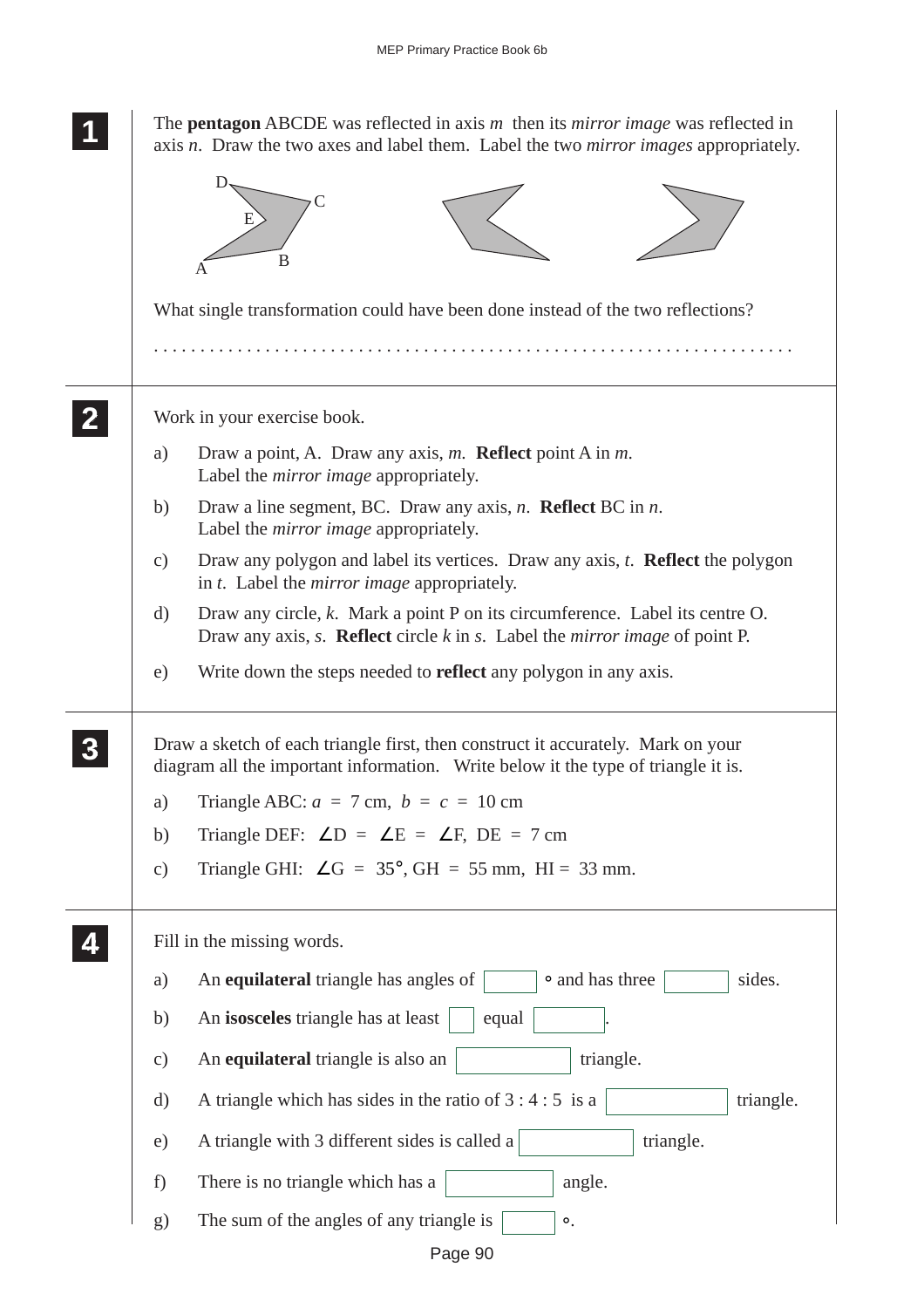**1**

The **pentagon** ABCDE was reflected in axis $m$ then its *mirror image* was reflected in axis $n$. Draw the two axes and label them. Label the two *mirror images* appropriately.

D C E A B

What single transformation could have been done instead of the two reflections?

. . . . . . . . . . . . . . . . . . . . . . . . . . . . . . . . . . . . . . . . . . . . . . . . . . . . . . . . . . . . . . . . . . . .

**2**

Work in your exercise book.

a) Draw a point, A. Draw any axis, $m$. **Reflect** point A in $m$. Label the *mirror image* appropriately.

b) Draw a line segment, BC. Draw any axis, $n$. **Reflect** BC in $n$. Label the *mirror image* appropriately.

c) Draw any polygon and label its vertices. Draw any axis, $t$. **Reflect** the polygon in $t$. Label the *mirror image* appropriately.

d) Draw any circle, $k$. Mark a point P on its circumference. Label its centre O. Draw any axis, $s$. **Reflect** circle $k$ in $s$. Label the *mirror image* of point P.

e) Write down the steps needed to **reflect** any polygon in any axis.

**3**

Draw a sketch of each triangle first, then construct it accurately. Mark on your diagram all the important information. Write below it the type of triangle it is.

a) Triangle ABC: $a = 7$ cm, $b = c = 10$ cm

b) Triangle DEF: $\angle D = \angle E = \angle F$, DE $= 7$ cm

c) Triangle GHI: $\angle G = 35°$, GH $= 55$ mm, HI $= 33$ mm.

**4**

Fill in the missing words.

a) An **equilateral** triangle has angles of ☐ ° and has three ☐ sides.

b) An **isosceles** triangle has at least ☐ equal ☐.

c) An **equilateral** triangle is also an ☐ triangle.

d) A triangle which has sides in the ratio of 3 : 4 : 5 is a ☐ triangle.

e) A triangle with 3 different sides is called a ☐ triangle.

f) There is no triangle which has a ☐ angle.

g) The sum of the angles of any triangle is ☐ °.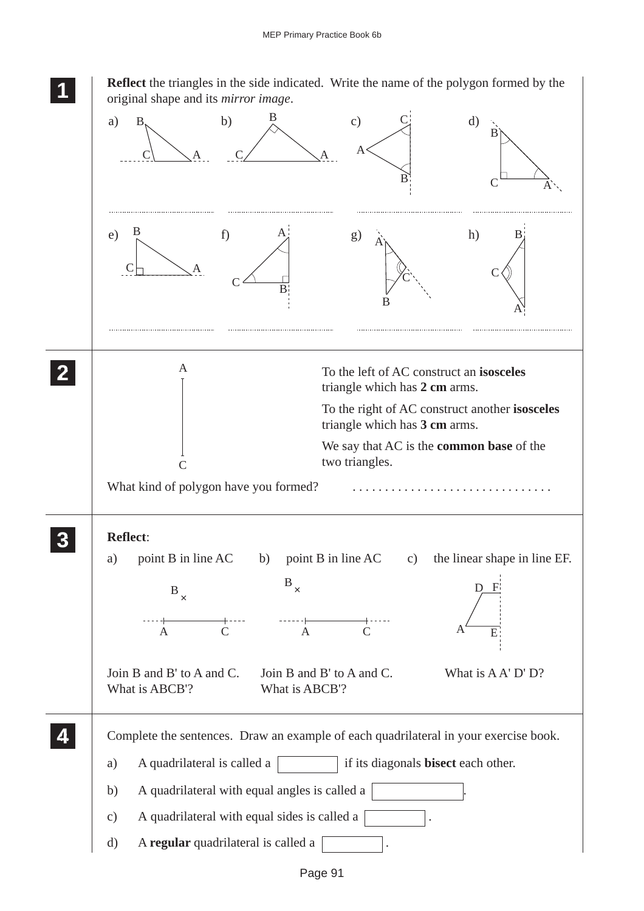**1** **Reflect** the triangles in the side indicated. Write the name of the polygon formed by the original shape and its *mirror image*.

a) ..............................

b) ..............................

c) ..............................

d) ..............................

e) ..............................

f) ..............................

g) ..............................

h) ..............................

**2** To the left of AC construct an **isosceles** triangle which has **2 cm** arms.

To the right of AC construct another **isosceles** triangle which has **3 cm** arms.

We say that AC is the **common base** of the two triangles.

What kind of polygon have you formed? ..............................

**3** **Reflect**:

a) point B in line AC

Join B and B' to A and C. What is ABCB'?

b) point B in line AC

Join B and B' to A and C. What is ABCB'?

c) the linear shape in line EF.

What is A A' D' D?

**4** Complete the sentences. Draw an example of each quadrilateral in your exercise book.

a) A quadrilateral is called a [          ] if its diagonals **bisect** each other.

b) A quadrilateral with equal angles is called a [          ].

c) A quadrilateral with equal sides is called a [          ].

d) A **regular** quadrilateral is called a [          ].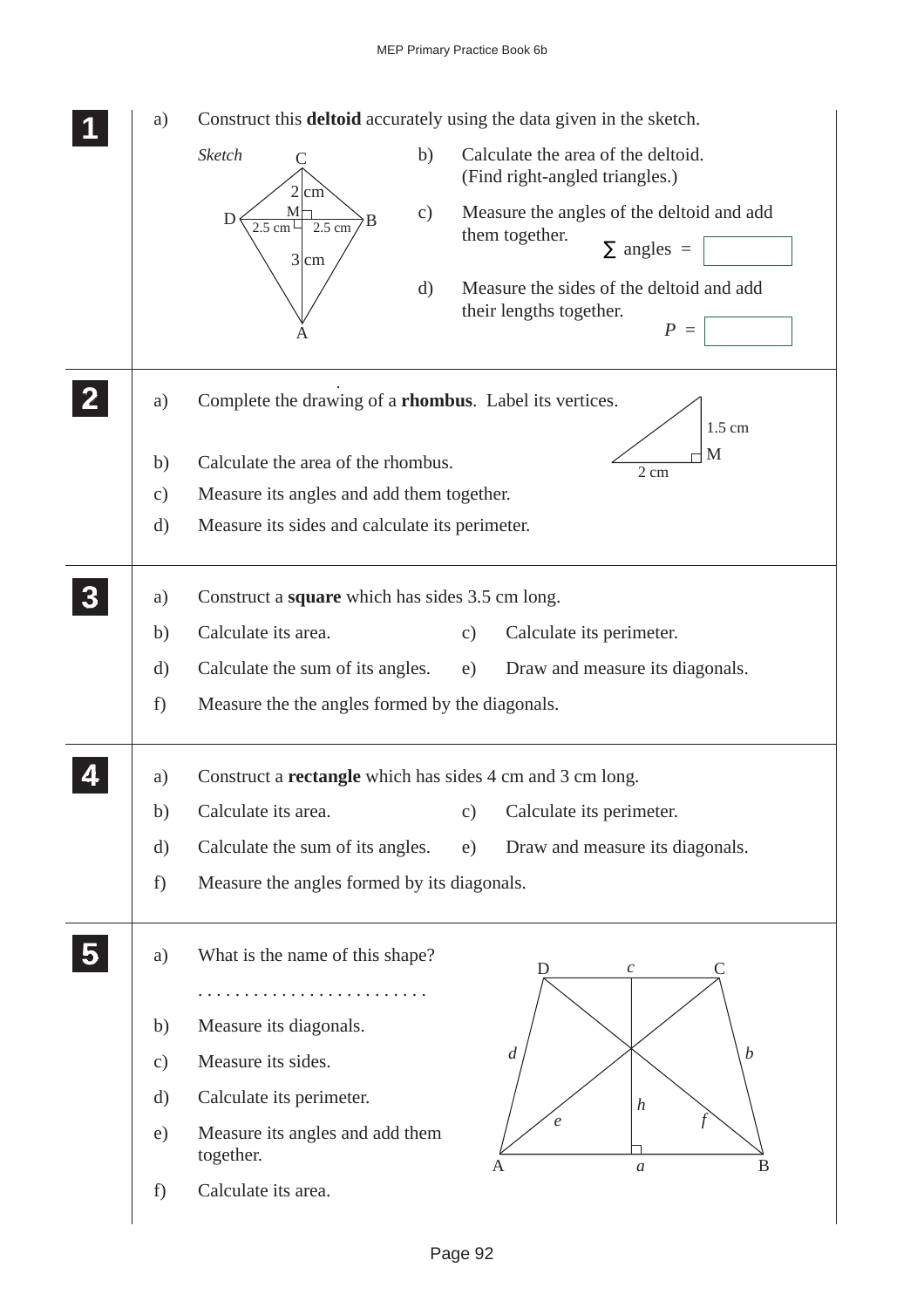**1**

a) Construct this **deltoid** accurately using the data given in the sketch.

*Sketch*

C, D, B, A, M — 2 cm, 2.5 cm, 2.5 cm, 3 cm

b) Calculate the area of the deltoid. (Find right-angled triangles.)

c) Measure the angles of the deltoid and add them together.

$\sum$ angles =

d) Measure the sides of the deltoid and add their lengths together.

$P$ =

**2**

a) Complete the drawing of a **rhombus**. Label its vertices.

1.5 cm, M, 2 cm

b) Calculate the area of the rhombus.

c) Measure its angles and add them together.

d) Measure its sides and calculate its perimeter.

**3**

a) Construct a **square** which has sides 3.5 cm long.

b) Calculate its area.

c) Calculate its perimeter.

d) Calculate the sum of its angles.

e) Draw and measure its diagonals.

f) Measure the the angles formed by the diagonals.

**4**

a) Construct a **rectangle** which has sides 4 cm and 3 cm long.

b) Calculate its area.

c) Calculate its perimeter.

d) Calculate the sum of its angles.

e) Draw and measure its diagonals.

f) Measure the angles formed by its diagonals.

**5**

a) What is the name of this shape?

. . . . . . . . . . . . . . . . . . . . . . . . .

b) Measure its diagonals.

c) Measure its sides.

d) Calculate its perimeter.

e) Measure its angles and add them together.

f) Calculate its area.

D, $c$, C, $d$, $b$, $h$, $e$, $f$, A, $a$, B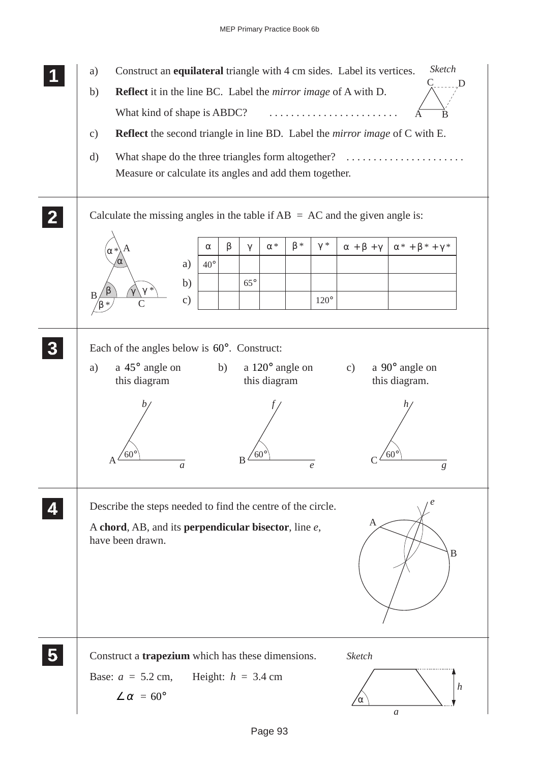**1**

a) Construct an **equilateral** triangle with 4 cm sides. Label its vertices.

*Sketch*

b) **Reflect** it in the line BC. Label the *mirror image* of A with D.

What kind of shape is ABDC? . . . . . . . . . . . . . . . . . . . . . . . .

c) **Reflect** the second triangle in line BD. Label the *mirror image* of C with E.

d) What shape do the three triangles form altogether? . . . . . . . . . . . . . . . . . . . . . .

Measure or calculate its angles and add them together.

**2**

Calculate the missing angles in the table if AB = AC and the given angle is:

| | $\alpha$ | $\beta$ | $\gamma$ | $\alpha^*$ | $\beta^*$ | $\gamma^*$ | $\alpha + \beta + \gamma$ | $\alpha^* + \beta^* + \gamma^*$ |
|---|---|---|---|---|---|---|---|---|
| a) | 40° | | | | | | | |
| b) | | | 65° | | | | | |
| c) | | | | | | 120° | | |

**3**

Each of the angles below is 60°. Construct:

a) a 45° angle on this diagram

b) a 120° angle on this diagram

c) a 90° angle on this diagram.

**4**

Describe the steps needed to find the centre of the circle.

A **chord**, AB, and its **perpendicular bisector**, line *e*, have been drawn.

**5**

Construct a **trapezium** which has these dimensions.

*Sketch*

Base: $a$ = 5.2 cm, Height: $h$ = 3.4 cm

$\angle \alpha$ = 60°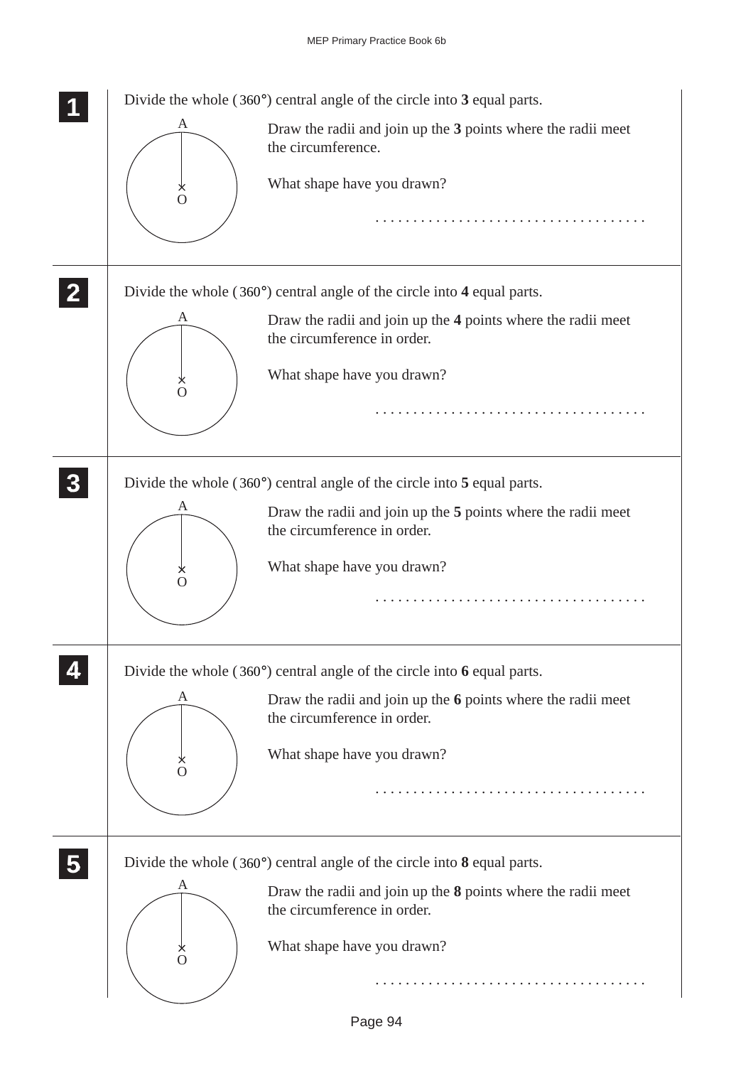**1**

Divide the whole ($360°$) central angle of the circle into **3** equal parts.

A

O

Draw the radii and join up the **3** points where the radii meet the circumference.

What shape have you drawn?

. . . . . . . . . . . . . . . . . . . . . . . . . . . . . . . . . . .

**2**

Divide the whole ($360°$) central angle of the circle into **4** equal parts.

A

O

Draw the radii and join up the **4** points where the radii meet the circumference in order.

What shape have you drawn?

. . . . . . . . . . . . . . . . . . . . . . . . . . . . . . . . . . .

**3**

Divide the whole ($360°$) central angle of the circle into **5** equal parts.

A

O

Draw the radii and join up the **5** points where the radii meet the circumference in order.

What shape have you drawn?

. . . . . . . . . . . . . . . . . . . . . . . . . . . . . . . . . . .

**4**

Divide the whole ($360°$) central angle of the circle into **6** equal parts.

A

O

Draw the radii and join up the **6** points where the radii meet the circumference in order.

What shape have you drawn?

. . . . . . . . . . . . . . . . . . . . . . . . . . . . . . . . . . .

**5**

Divide the whole ($360°$) central angle of the circle into **8** equal parts.

A

O

Draw the radii and join up the **8** points where the radii meet the circumference in order.

What shape have you drawn?

. . . . . . . . . . . . . . . . . . . . . . . . . . . . . . . . . . .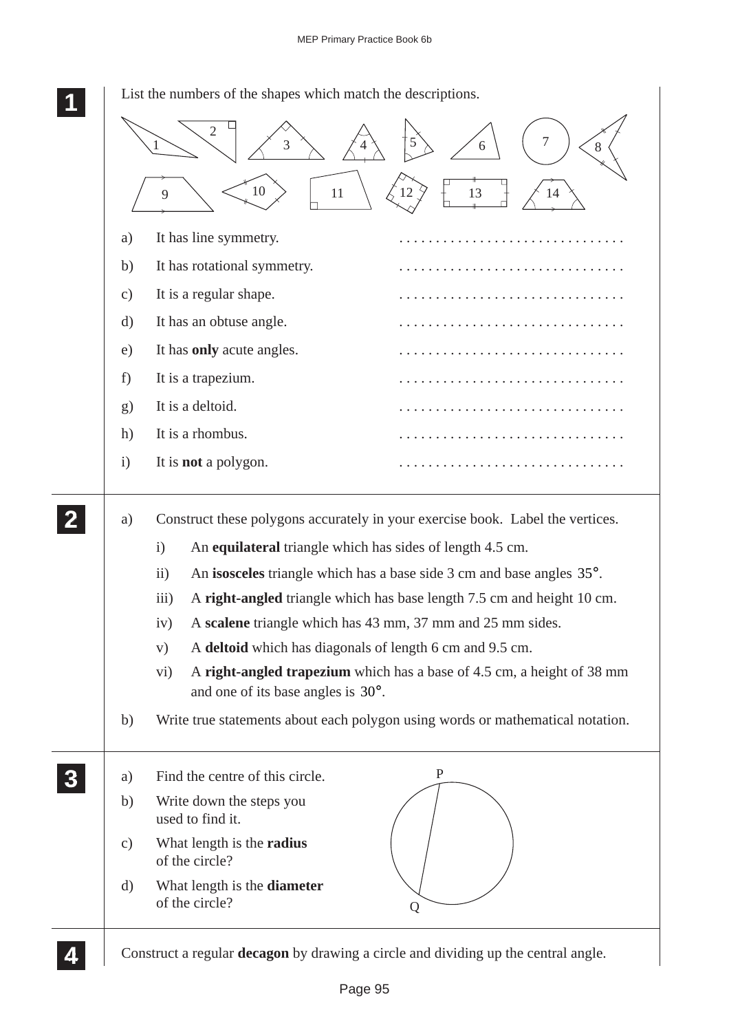**1** List the numbers of the shapes which match the descriptions.

1 2 3 4 5 6 7 8

9 10 11 12 13 14

a) It has line symmetry. . . . . . . . . . . . . . . . . . . . . . . . . . . . . . .

b) It has rotational symmetry. . . . . . . . . . . . . . . . . . . . . . . . . . . . . . .

c) It is a regular shape. . . . . . . . . . . . . . . . . . . . . . . . . . . . . . .

d) It has an obtuse angle. . . . . . . . . . . . . . . . . . . . . . . . . . . . . . .

e) It has **only** acute angles. . . . . . . . . . . . . . . . . . . . . . . . . . . . . . .

f) It is a trapezium. . . . . . . . . . . . . . . . . . . . . . . . . . . . . . .

g) It is a deltoid. . . . . . . . . . . . . . . . . . . . . . . . . . . . . . .

h) It is a rhombus. . . . . . . . . . . . . . . . . . . . . . . . . . . . . . .

i) It is **not** a polygon. . . . . . . . . . . . . . . . . . . . . . . . . . . . . . .

**2**

a) Construct these polygons accurately in your exercise book. Label the vertices.

i) An **equilateral** triangle which has sides of length 4.5 cm.

ii) An **isosceles** triangle which has a base side 3 cm and base angles $35°$.

iii) A **right-angled** triangle which has base length 7.5 cm and height 10 cm.

iv) A **scalene** triangle which has 43 mm, 37 mm and 25 mm sides.

v) A **deltoid** which has diagonals of length 6 cm and 9.5 cm.

vi) A **right-angled trapezium** which has a base of 4.5 cm, a height of 38 mm and one of its base angles is $30°$.

b) Write true statements about each polygon using words or mathematical notation.

**3**

a) Find the centre of this circle.

b) Write down the steps you used to find it.

c) What length is the **radius** of the circle?

d) What length is the **diameter** of the circle?

P

Q

**4** Construct a regular **decagon** by drawing a circle and dividing up the central angle.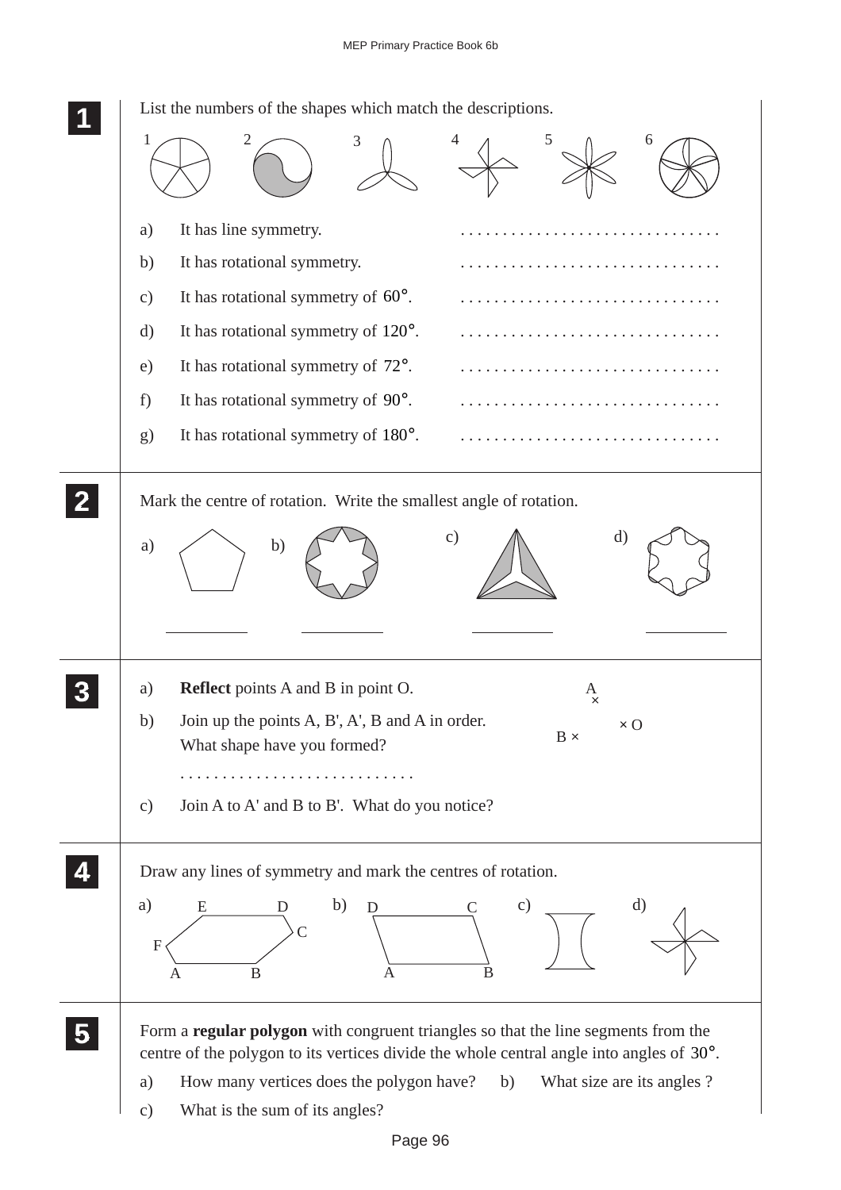**1** List the numbers of the shapes which match the descriptions.

1 2 3 4 5 6

a) It has line symmetry. . . . . . . . . . . . . . . . . . . . . . . . . . . . . . .

b) It has rotational symmetry. . . . . . . . . . . . . . . . . . . . . . . . . . . . . . .

c) It has rotational symmetry of $60°$. . . . . . . . . . . . . . . . . . . . . . . . . . . . . . .

d) It has rotational symmetry of $120°$. . . . . . . . . . . . . . . . . . . . . . . . . . . . . . .

e) It has rotational symmetry of $72°$. . . . . . . . . . . . . . . . . . . . . . . . . . . . . . .

f) It has rotational symmetry of $90°$. . . . . . . . . . . . . . . . . . . . . . . . . . . . . . .

g) It has rotational symmetry of $180°$. . . . . . . . . . . . . . . . . . . . . . . . . . . . . . .

**2** Mark the centre of rotation. Write the smallest angle of rotation.

a) b) c) d)

__________ __________ __________ __________

**3**
a) **Reflect** points A and B in point O.

b) Join up the points A, B', A', B and A in order. What shape have you formed?

. . . . . . . . . . . . . . . . . . . . . . . . . . . .

c) Join A to A' and B to B'. What do you notice?

A ×

B × × O

**4** Draw any lines of symmetry and mark the centres of rotation.

a) E D C F A B  b) D C A B  c)  d)

**5** Form a **regular polygon** with congruent triangles so that the line segments from the centre of the polygon to its vertices divide the whole central angle into angles of $30°$.

a) How many vertices does the polygon have? b) What size are its angles ?

c) What is the sum of its angles?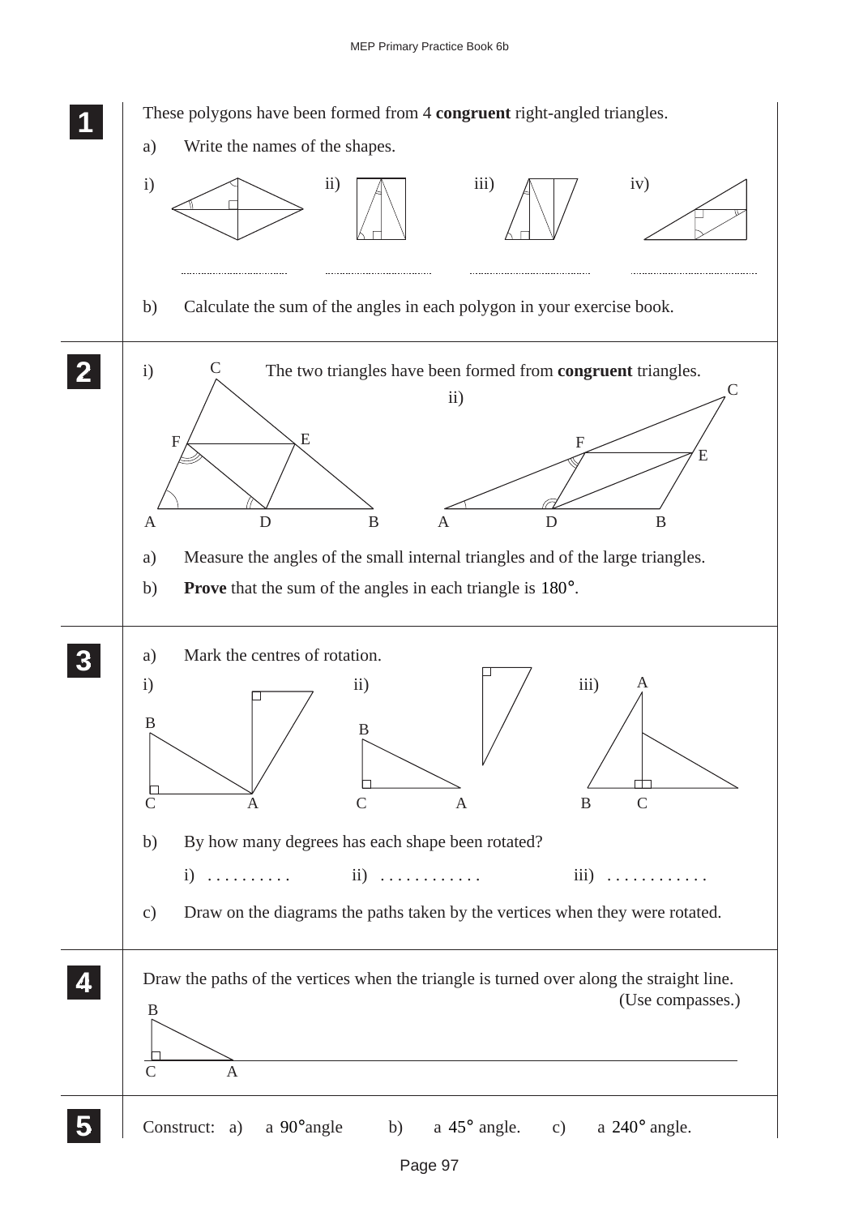**1** These polygons have been formed from 4 **congruent** right-angled triangles.

a) Write the names of the shapes.

i) ........................ ii) ........................ iii) ........................ iv) ........................

b) Calculate the sum of the angles in each polygon in your exercise book.

**2** The two triangles have been formed from **congruent** triangles.

i) ii)

a) Measure the angles of the small internal triangles and of the large triangles.

b) **Prove** that the sum of the angles in each triangle is $180°$.

**3**

a) Mark the centres of rotation.

i) ii) iii)

b) By how many degrees has each shape been rotated?

i) . . . . . . . . . . ii) . . . . . . . . . . . . iii) . . . . . . . . . . . .

c) Draw on the diagrams the paths taken by the vertices when they were rotated.

**4** Draw the paths of the vertices when the triangle is turned over along the straight line. (Use compasses.)

**5** Construct: a) a $90°$ angle b) a $45°$ angle. c) a $240°$ angle.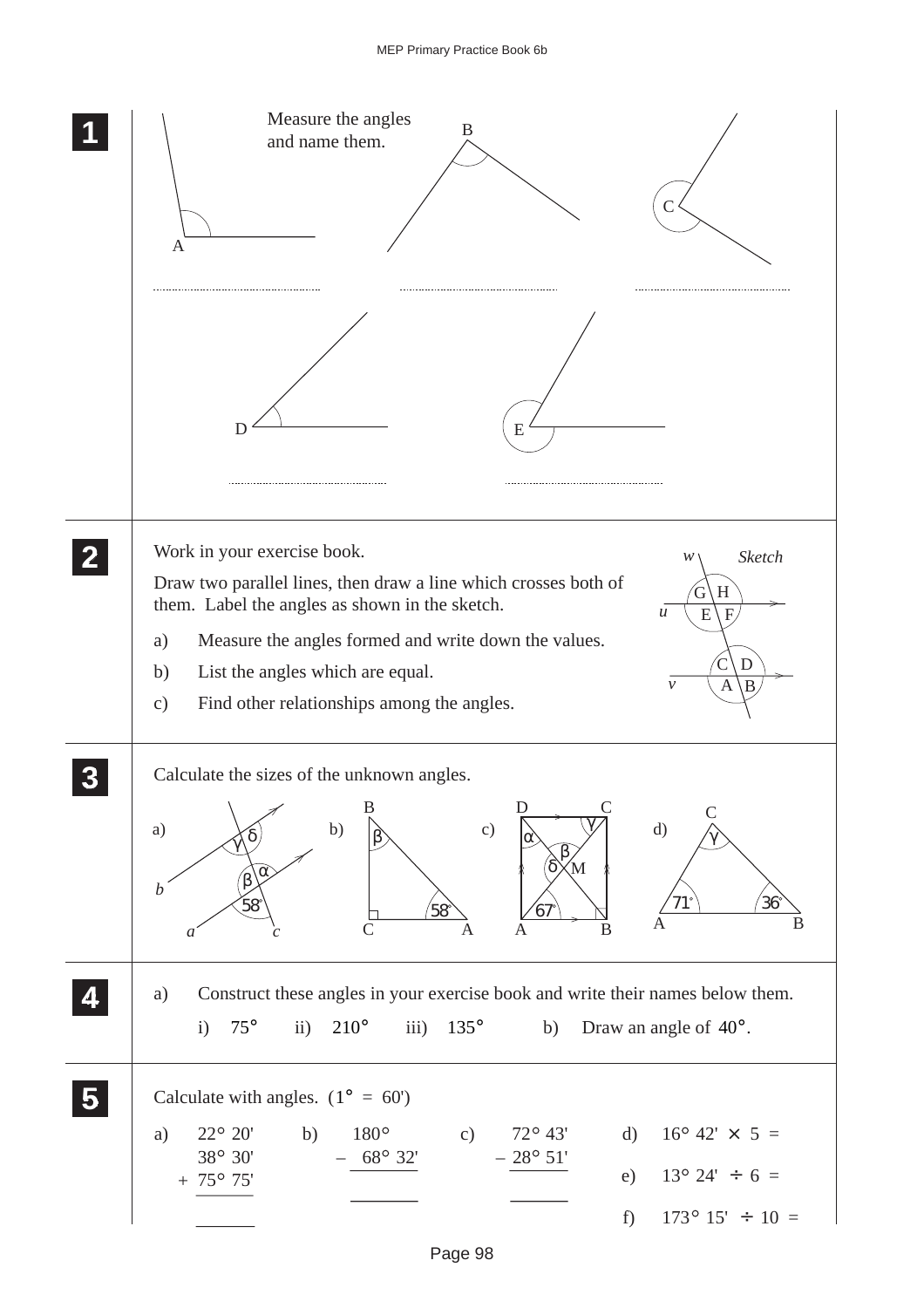## 1

Measure the angles and name them.

A ..........................  B ..........................  C ..........................

D ..........................  E ..........................

## 2

Work in your exercise book.

Draw two parallel lines, then draw a line which crosses both of them. Label the angles as shown in the sketch.

*Sketch*: lines $u$ and $v$ (parallel), crossed by line $w$; angles G, H, E, F at $u$ and C, D, A, B at $v$.

a) Measure the angles formed and write down the values.

b) List the angles which are equal.

c) Find other relationships among the angles.

## 3

Calculate the sizes of the unknown angles.

a) Lines $a$, $b$ crossed by $c$; angles $\gamma$, $\delta$, $\beta$, $\alpha$, $58°$

b) Triangle ABC, right angle at C, angle A $= 58°$, angle B $= \beta$

c) Rectangle ABCD with diagonals meeting at M; angles $\alpha$, $\beta$, $\gamma$, $\delta$, $67°$

d) Triangle ABC, angle A $= 71°$, angle B $= 36°$, angle C $= \gamma$

## 4

a) Construct these angles in your exercise book and write their names below them.

i) $75°$  ii) $210°$  iii) $135°$

b) Draw an angle of $40°$.

## 5

Calculate with angles. ($1° = 60'$)

a)
$$\begin{array}{r} 22°\ 20' \\ 38°\ 30' \\ +\ 75°\ 75' \\ \hline \end{array}$$

b)
$$\begin{array}{r} 180° \\ -\ 68°\ 32' \\ \hline \end{array}$$

c)
$$\begin{array}{r} 72°\ 43' \\ -\ 28°\ 51' \\ \hline \end{array}$$

d) $16°\ 42' \times 5 =$

e) $13°\ 24' \div 6 =$

f) $173°\ 15' \div 10 =$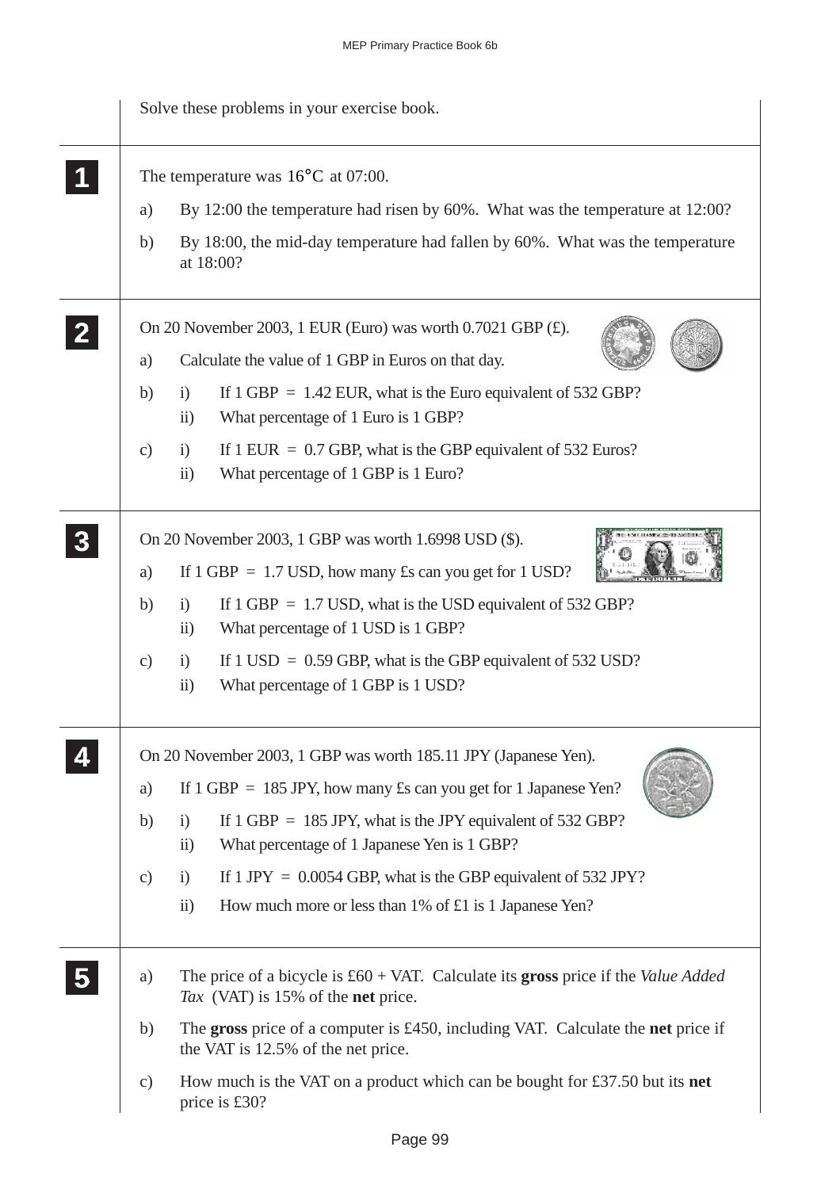Solve these problems in your exercise book.

**1**

The temperature was 16°C at 07:00.

a) By 12:00 the temperature had risen by 60%. What was the temperature at 12:00?

b) By 18:00, the mid-day temperature had fallen by 60%. What was the temperature at 18:00?

**2**

On 20 November 2003, 1 EUR (Euro) was worth 0.7021 GBP (£).

a) Calculate the value of 1 GBP in Euros on that day.

b) i) If 1 GBP = 1.42 EUR, what is the Euro equivalent of 532 GBP?
   ii) What percentage of 1 Euro is 1 GBP?

c) i) If 1 EUR = 0.7 GBP, what is the GBP equivalent of 532 Euros?
   ii) What percentage of 1 GBP is 1 Euro?

**3**

On 20 November 2003, 1 GBP was worth 1.6998 USD ($).

a) If 1 GBP = 1.7 USD, how many £s can you get for 1 USD?

b) i) If 1 GBP = 1.7 USD, what is the USD equivalent of 532 GBP?
   ii) What percentage of 1 USD is 1 GBP?

c) i) If 1 USD = 0.59 GBP, what is the GBP equivalent of 532 USD?
   ii) What percentage of 1 GBP is 1 USD?

**4**

On 20 November 2003, 1 GBP was worth 185.11 JPY (Japanese Yen).

a) If 1 GBP = 185 JPY, how many £s can you get for 1 Japanese Yen?

b) i) If 1 GBP = 185 JPY, what is the JPY equivalent of 532 GBP?
   ii) What percentage of 1 Japanese Yen is 1 GBP?

c) i) If 1 JPY = 0.0054 GBP, what is the GBP equivalent of 532 JPY?
   ii) How much more or less than 1% of £1 is 1 Japanese Yen?

**5**

a) The price of a bicycle is £60 + VAT. Calculate its **gross** price if the *Value Added Tax* (VAT) is 15% of the **net** price.

b) The **gross** price of a computer is £450, including VAT. Calculate the **net** price if the VAT is 12.5% of the net price.

c) How much is the VAT on a product which can be bought for £37.50 but its **net** price is £30?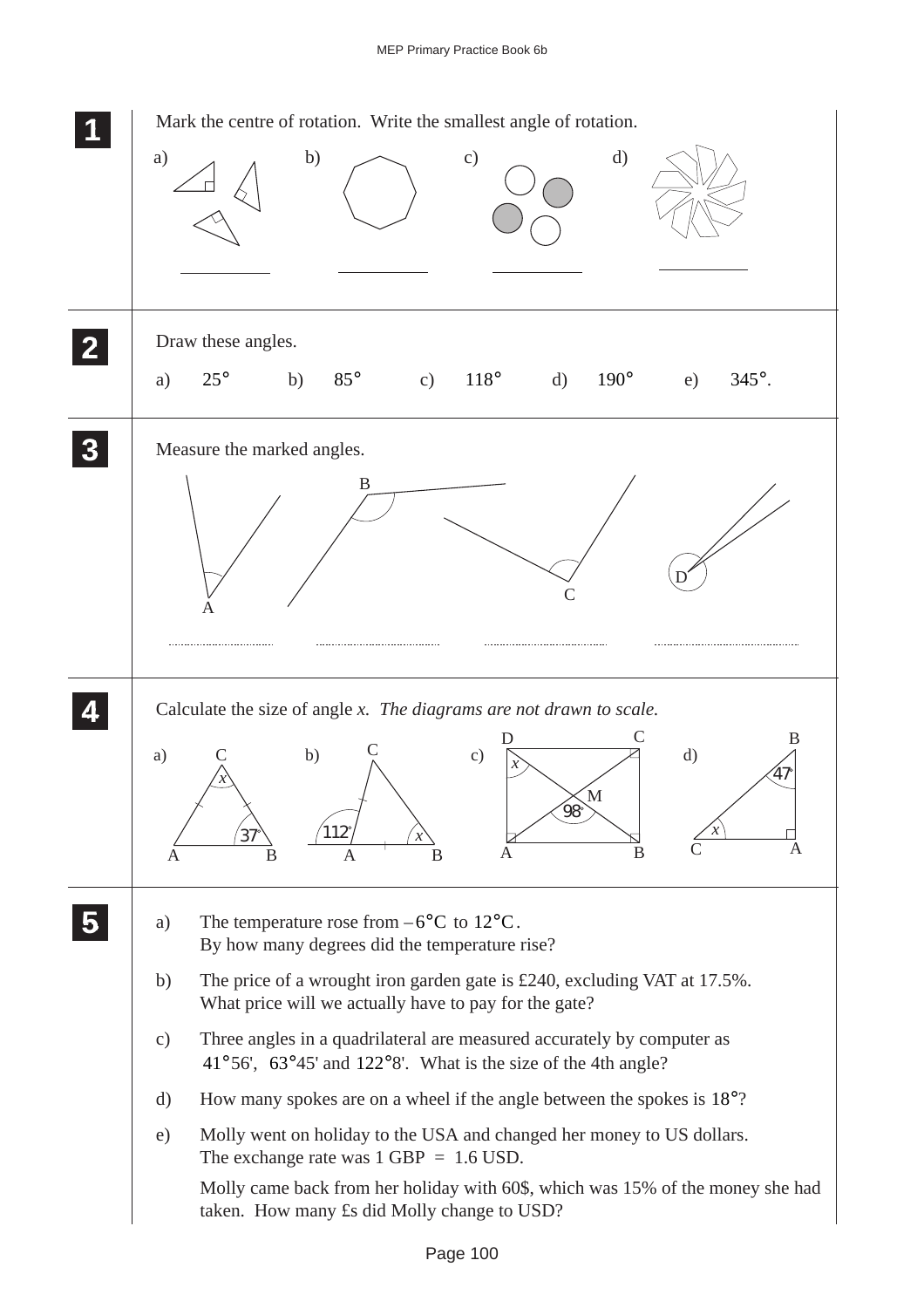**1**

Mark the centre of rotation. Write the smallest angle of rotation.

a) b) c) d)

**2**

Draw these angles.

a) $25°$ b) $85°$ c) $118°$ d) $190°$ e) $345°$.

**3**

Measure the marked angles.

A B C D

**4**

Calculate the size of angle $x$. *The diagrams are not drawn to scale.*

a) C, $x$, $37°$, A, B

b) C, $112°$, $x$, A, B

c) D, C, $x$, M, $98°$, A, B

d) B, $47°$, $x$, C, A

**5**

a) The temperature rose from $-6°C$ to $12°C$.
By how many degrees did the temperature rise?

b) The price of a wrought iron garden gate is £240, excluding VAT at 17.5%.
What price will we actually have to pay for the gate?

c) Three angles in a quadrilateral are measured accurately by computer as $41°56'$, $63°45'$ and $122°8'$. What is the size of the 4th angle?

d) How many spokes are on a wheel if the angle between the spokes is $18°$?

e) Molly went on holiday to the USA and changed her money to US dollars.
The exchange rate was 1 GBP = 1.6 USD.

Molly came back from her holiday with 60$, which was 15% of the money she had taken. How many £s did Molly change to USD?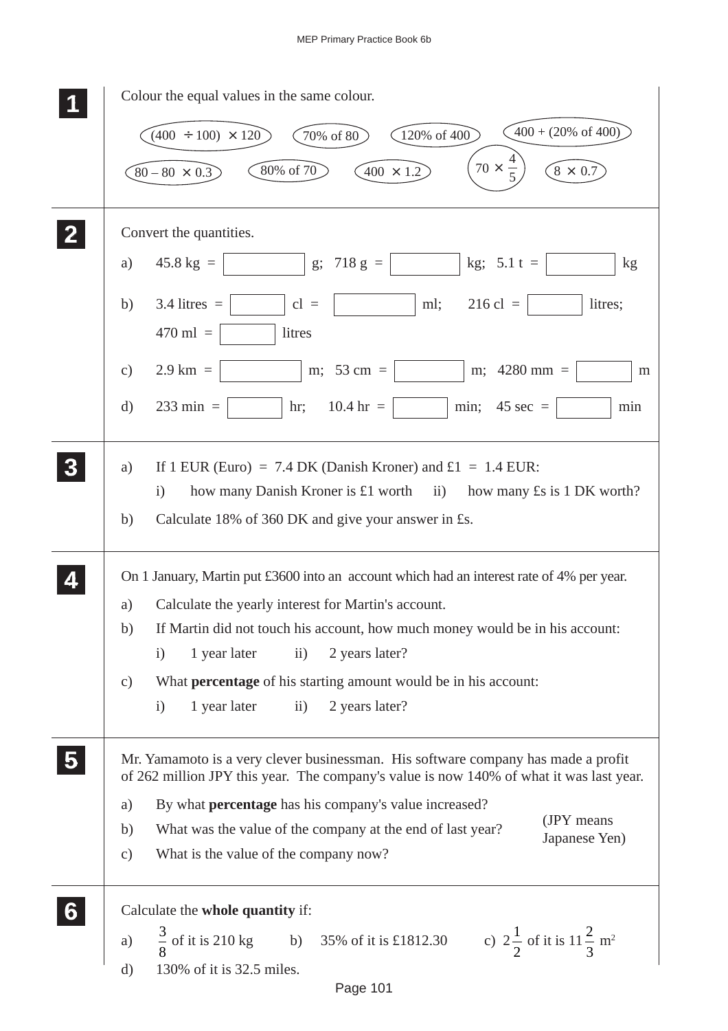**1** Colour the equal values in the same colour.

$(400 \div 100) \times 120$ &nbsp;&nbsp; 70% of 80 &nbsp;&nbsp; 120% of 400 &nbsp;&nbsp; 400 + (20% of 400)

$80 - 80 \times 0.3$ &nbsp;&nbsp; 80% of 70 &nbsp;&nbsp; $400 \times 1.2$ &nbsp;&nbsp; $70 \times \frac{4}{5}$ &nbsp;&nbsp; $8 \times 0.7$

**2** Convert the quantities.

a) 45.8 kg = ☐ g; 718 g = ☐ kg; 5.1 t = ☐ kg

b) 3.4 litres = ☐ cl = ☐ ml; 216 cl = ☐ litres;
470 ml = ☐ litres

c) 2.9 km = ☐ m; 53 cm = ☐ m; 4280 mm = ☐ m

d) 233 min = ☐ hr; 10.4 hr = ☐ min; 45 sec = ☐ min

**3**

a) If 1 EUR (Euro) = 7.4 DK (Danish Kroner) and £1 = 1.4 EUR:
   i) how many Danish Kroner is £1 worth ii) how many £s is 1 DK worth?

b) Calculate 18% of 360 DK and give your answer in £s.

**4** On 1 January, Martin put £3600 into an account which had an interest rate of 4% per year.

a) Calculate the yearly interest for Martin's account.

b) If Martin did not touch his account, how much money would be in his account:
   i) 1 year later ii) 2 years later?

c) What **percentage** of his starting amount would be in his account:
   i) 1 year later ii) 2 years later?

**5** Mr. Yamamoto is a very clever businessman. His software company has made a profit of 262 million JPY this year. The company's value is now 140% of what it was last year.

a) By what **percentage** has his company's value increased?

b) What was the value of the company at the end of last year?

c) What is the value of the company now?

(JPY means Japanese Yen)

**6** Calculate the **whole quantity** if:

a) $\frac{3}{8}$ of it is 210 kg b) 35% of it is £1812.30 c) $2\frac{1}{2}$ of it is $11\frac{2}{3}$ m$^2$

d) 130% of it is 32.5 miles.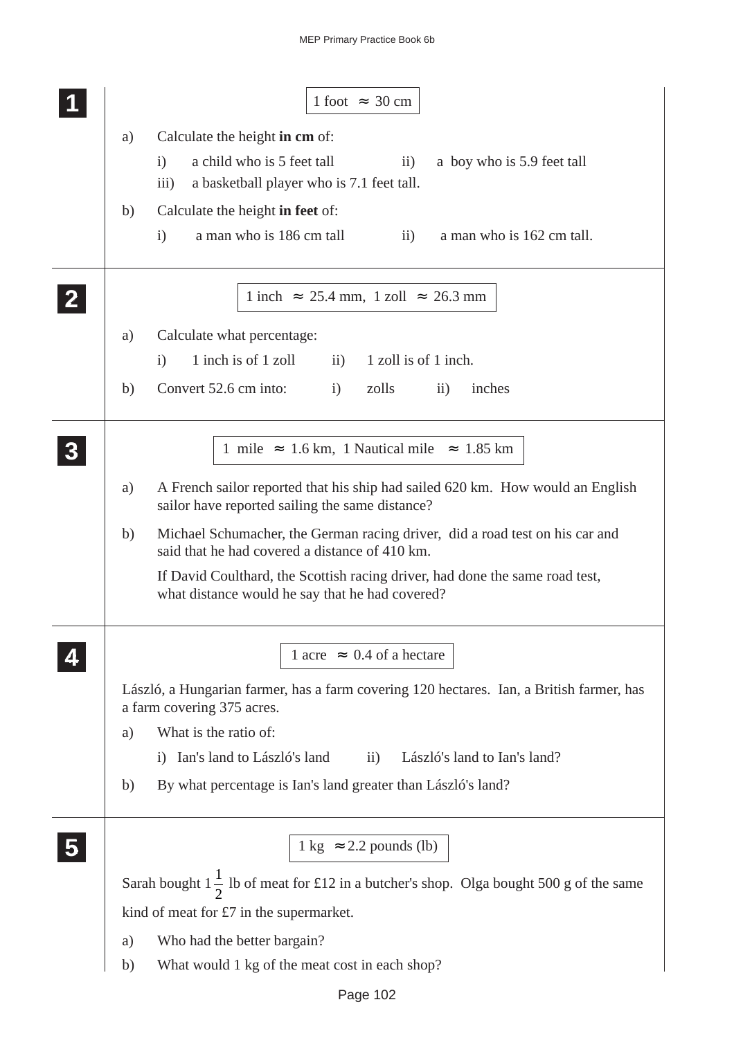**1**

1 foot $\approx$ 30 cm

a) Calculate the height **in cm** of:

i) a child who is 5 feet tall  ii) a boy who is 5.9 feet tall

iii) a basketball player who is 7.1 feet tall.

b) Calculate the height **in feet** of:

i) a man who is 186 cm tall  ii) a man who is 162 cm tall.

**2**

1 inch $\approx$ 25.4 mm, 1 zoll $\approx$ 26.3 mm

a) Calculate what percentage:

i) 1 inch is of 1 zoll  ii) 1 zoll is of 1 inch.

b) Convert 52.6 cm into:  i) zolls  ii) inches

**3**

1 mile $\approx$ 1.6 km, 1 Nautical mile $\approx$ 1.85 km

a) A French sailor reported that his ship had sailed 620 km. How would an English sailor have reported sailing the same distance?

b) Michael Schumacher, the German racing driver, did a road test on his car and said that he had covered a distance of 410 km.

If David Coulthard, the Scottish racing driver, had done the same road test, what distance would he say that he had covered?

**4**

1 acre $\approx$ 0.4 of a hectare

László, a Hungarian farmer, has a farm covering 120 hectares. Ian, a British farmer, has a farm covering 375 acres.

a) What is the ratio of:

i) Ian's land to László's land  ii) László's land to Ian's land?

b) By what percentage is Ian's land greater than László's land?

**5**

1 kg $\approx$ 2.2 pounds (lb)

Sarah bought $1\frac{1}{2}$ lb of meat for £12 in a butcher's shop. Olga bought 500 g of the same kind of meat for £7 in the supermarket.

a) Who had the better bargain?

b) What would 1 kg of the meat cost in each shop?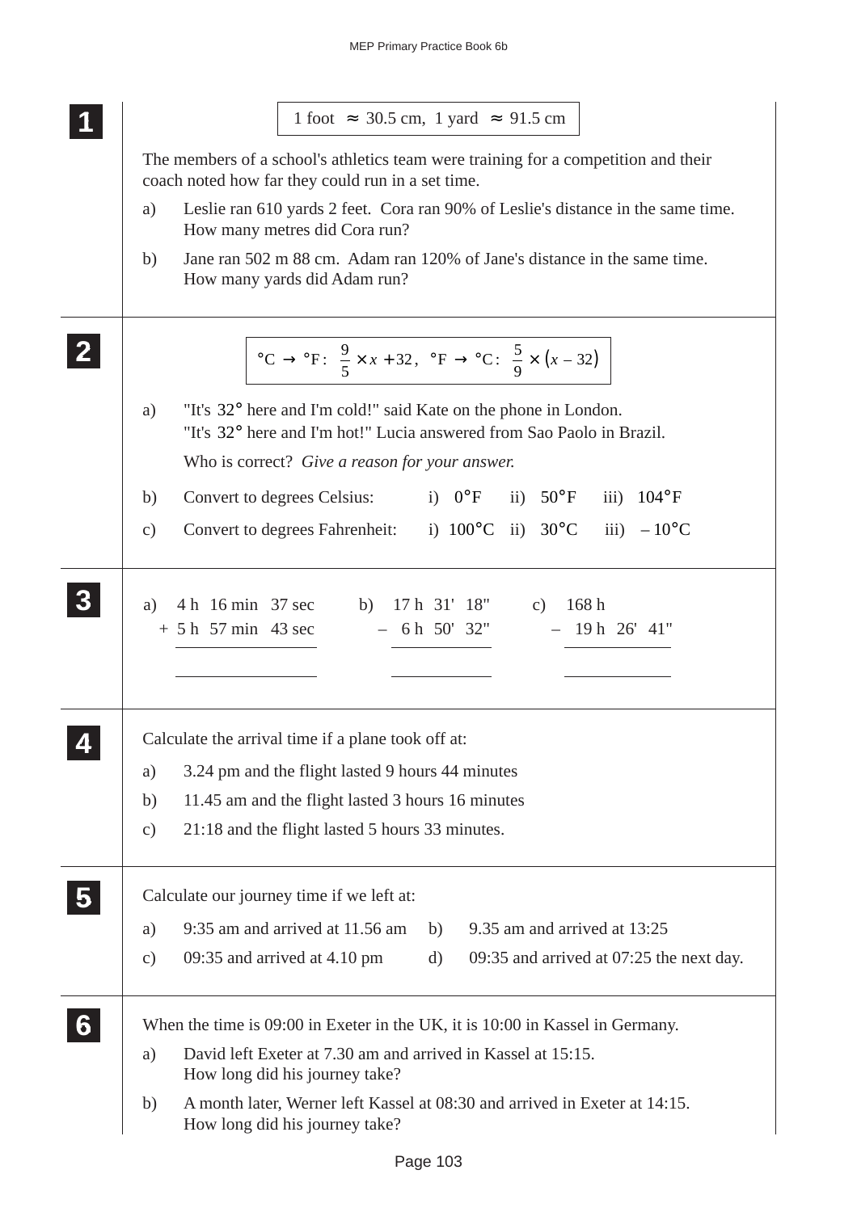## 1

1 foot $\approx$ 30.5 cm, 1 yard $\approx$ 91.5 cm

The members of a school's athletics team were training for a competition and their coach noted how far they could run in a set time.

a) Leslie ran 610 yards 2 feet. Cora ran 90% of Leslie's distance in the same time. How many metres did Cora run?

b) Jane ran 502 m 88 cm. Adam ran 120% of Jane's distance in the same time. How many yards did Adam run?

## 2

$$°C \rightarrow °F: \ \frac{9}{5} \times x + 32, \quad °F \rightarrow °C: \ \frac{5}{9} \times (x - 32)$$

a) "It's $32°$ here and I'm cold!" said Kate on the phone in London.
"It's $32°$ here and I'm hot!" Lucia answered from Sao Paolo in Brazil.

Who is correct? *Give a reason for your answer.*

b) Convert to degrees Celsius: i) $0°F$ ii) $50°F$ iii) $104°F$

c) Convert to degrees Fahrenheit: i) $100°C$ ii) $30°C$ iii) $-10°C$

## 3

a)
```
  4 h  16 min  37 sec
+ 5 h  57 min  43 sec
---------------------

---------------------
```

b)
```
  17 h  31'  18"
–  6 h  50'  32"
----------------

----------------
```

c)
```
  168 h
–  19 h  26'  41"
-----------------

-----------------
```

## 4

Calculate the arrival time if a plane took off at:

a) 3.24 pm and the flight lasted 9 hours 44 minutes

b) 11.45 am and the flight lasted 3 hours 16 minutes

c) 21:18 and the flight lasted 5 hours 33 minutes.

## 5

Calculate our journey time if we left at:

a) 9:35 am and arrived at 11.56 am

b) 9.35 am and arrived at 13:25

c) 09:35 and arrived at 4.10 pm

d) 09:35 and arrived at 07:25 the next day.

## 6

When the time is 09:00 in Exeter in the UK, it is 10:00 in Kassel in Germany.

a) David left Exeter at 7.30 am and arrived in Kassel at 15:15.
How long did his journey take?

b) A month later, Werner left Kassel at 08:30 and arrived in Exeter at 14:15.
How long did his journey take?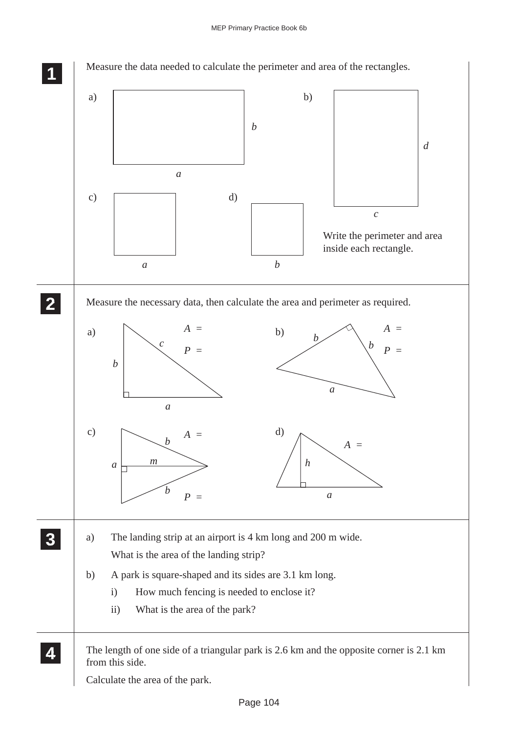**1** Measure the data needed to calculate the perimeter and area of the rectangles.

a) (rectangle with sides $a$ and $b$)

b) (rectangle with sides $c$ and $d$)

c) (square with side $a$)

d) (square with side $b$)

Write the perimeter and area inside each rectangle.

**2** Measure the necessary data, then calculate the area and perimeter as required.

a) (right-angled triangle with sides $a$, $b$, $c$)

$A$ =

$P$ =

b) (right-angled triangle with sides $b$, $b$, $a$)

$A$ =

$P$ =

c) (triangle with sides $a$, $b$, $b$ and height $m$)

$A$ =

$P$ =

d) (triangle with base $a$ and height $h$)

$A$ =

**3**

a) The landing strip at an airport is 4 km long and 200 m wide.

What is the area of the landing strip?

b) A park is square-shaped and its sides are 3.1 km long.

i) How much fencing is needed to enclose it?

ii) What is the area of the park?

**4** The length of one side of a triangular park is 2.6 km and the opposite corner is 2.1 km from this side.

Calculate the area of the park.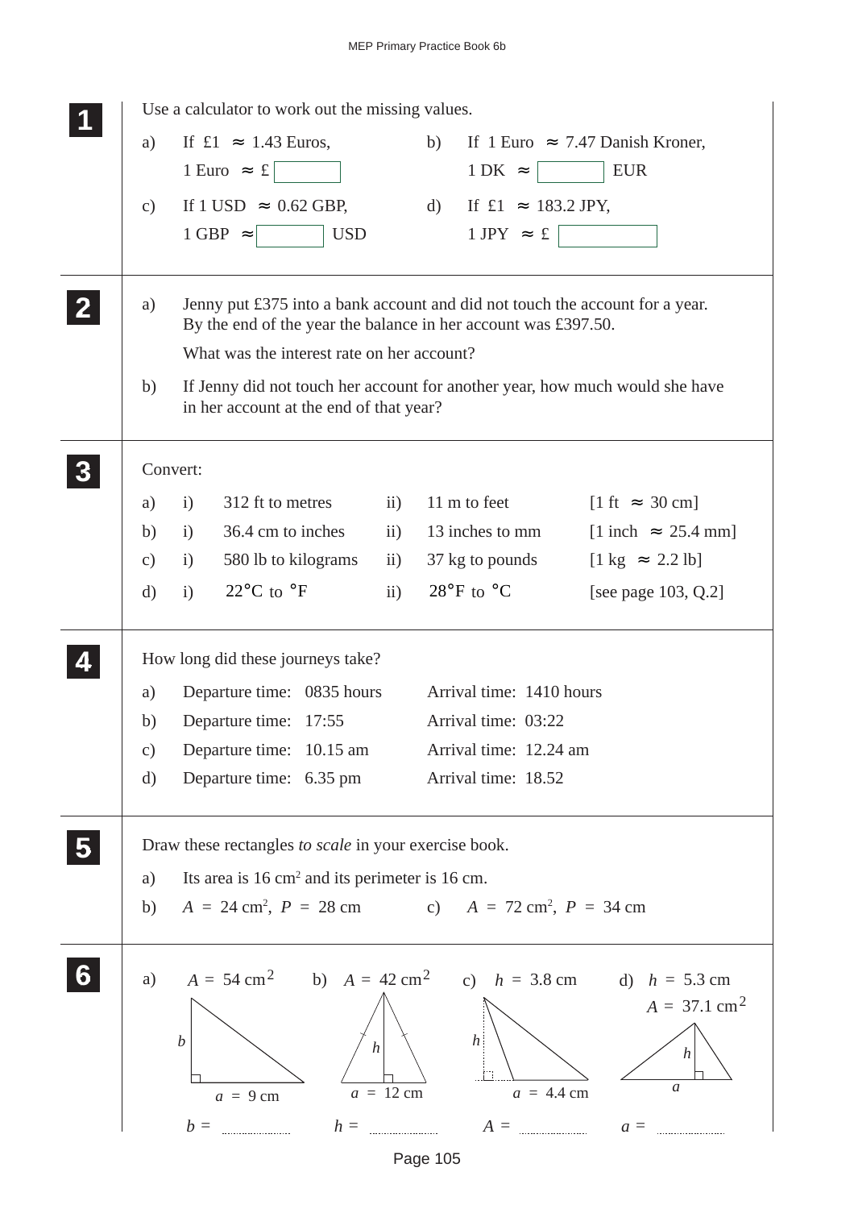## 1

Use a calculator to work out the missing values.

a) If £1 $\approx$ 1.43 Euros,
1 Euro $\approx$ £ ______

b) If 1 Euro $\approx$ 7.47 Danish Kroner,
1 DK $\approx$ ______ EUR

c) If 1 USD $\approx$ 0.62 GBP,
1 GBP $\approx$ ______ USD

d) If £1 $\approx$ 183.2 JPY,
1 JPY $\approx$ £ ______

## 2

a) Jenny put £375 into a bank account and did not touch the account for a year. By the end of the year the balance in her account was £397.50.

What was the interest rate on her account?

b) If Jenny did not touch her account for another year, how much would she have in her account at the end of that year?

## 3

Convert:

| | | | | | |
|---|---|---|---|---|---|
| a) | i) 312 ft to metres | | ii) 11 m to feet | | [1 ft $\approx$ 30 cm] |
| b) | i) 36.4 cm to inches | | ii) 13 inches to mm | | [1 inch $\approx$ 25.4 mm] |
| c) | i) 580 lb to kilograms | | ii) 37 kg to pounds | | [1 kg $\approx$ 2.2 lb] |
| d) | i) 22°C to °F | | ii) 28°F to °C | | [see page 103, Q.2] |

## 4

How long did these journeys take?

a) Departure time: 0835 hours — Arrival time: 1410 hours

b) Departure time: 17:55 — Arrival time: 03:22

c) Departure time: 10.15 am — Arrival time: 12.24 am

d) Departure time: 6.35 pm — Arrival time: 18.52

## 5

Draw these rectangles *to scale* in your exercise book.

a) Its area is 16 $\text{cm}^2$ and its perimeter is 16 cm.

b) $A = 24 \text{ cm}^2$, $P = 28$ cm

c) $A = 72 \text{ cm}^2$, $P = 34$ cm

## 6

a) $A = 54 \text{ cm}^2$, $a = 9$ cm
$b =$ ..........

b) $A = 42 \text{ cm}^2$, $a = 12$ cm
$h =$ ..........

c) $h = 3.8$ cm, $a = 4.4$ cm
$A =$ ..........

d) $h = 5.3$ cm, $A = 37.1 \text{ cm}^2$
$a =$ ..........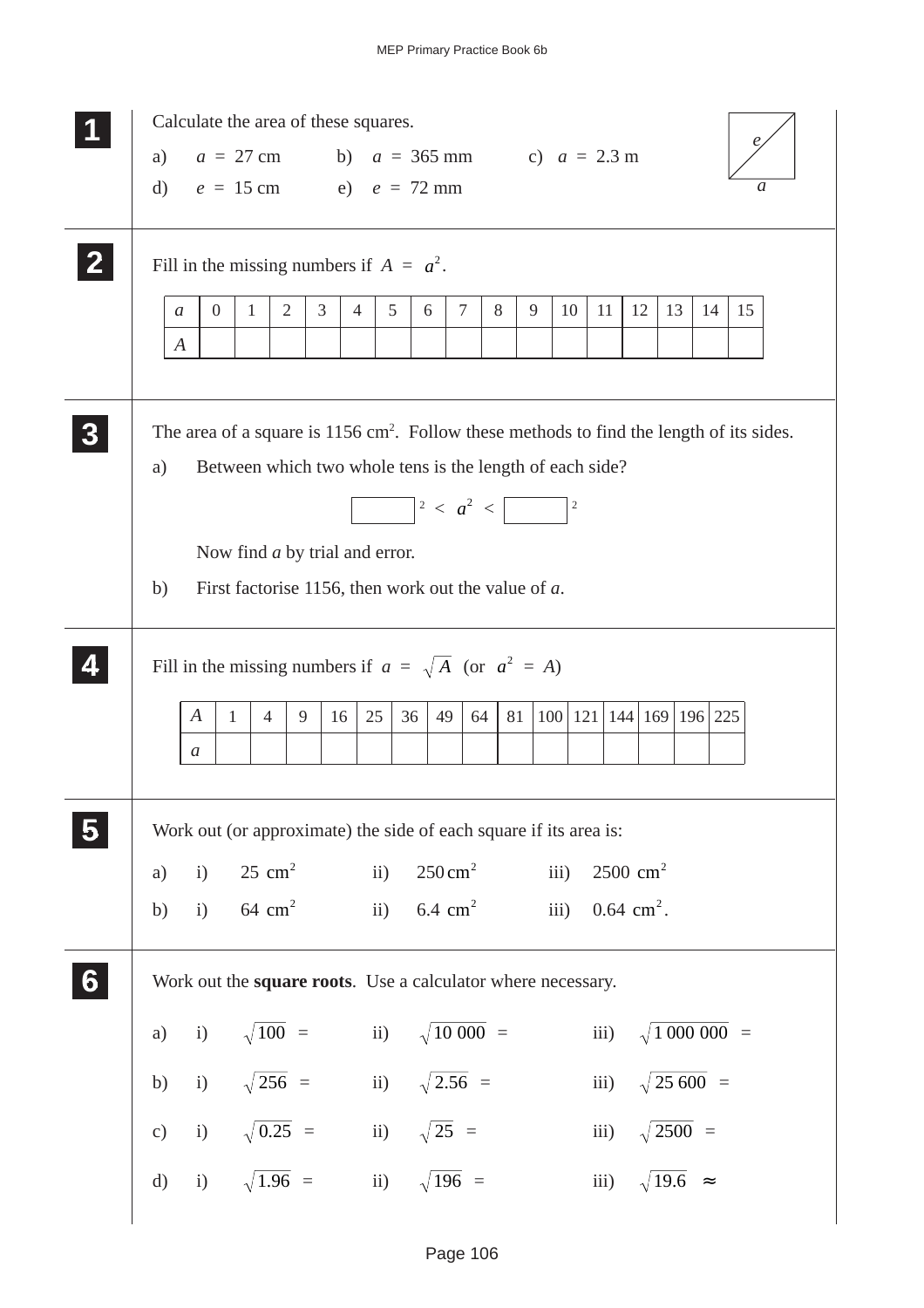**1** Calculate the area of these squares.

a) $a = 27$ cm b) $a = 365$ mm c) $a = 2.3$ m

d) $e = 15$ cm e) $e = 72$ mm

**2** Fill in the missing numbers if $A = a^2$.

| $a$ | 0 | 1 | 2 | 3 | 4 | 5 | 6 | 7 | 8 | 9 | 10 | 11 | 12 | 13 | 14 | 15 |
|---|---|---|---|---|---|---|---|---|---|---|---|---|---|---|---|---|
| $A$ | | | | | | | | | | | | | | | | |

**3** The area of a square is 1156 cm$^2$. Follow these methods to find the length of its sides.

a) Between which two whole tens is the length of each side?

$$\square^2 < a^2 < \square^2$$

Now find $a$ by trial and error.

b) First factorise 1156, then work out the value of $a$.

**4** Fill in the missing numbers if $a = \sqrt{A}$ (or $a^2 = A$)

| $A$ | 1 | 4 | 9 | 16 | 25 | 36 | 49 | 64 | 81 | 100 | 121 | 144 | 169 | 196 | 225 |
|---|---|---|---|---|---|---|---|---|---|---|---|---|---|---|---|
| $a$ | | | | | | | | | | | | | | | |

**5** Work out (or approximate) the side of each square if its area is:

a) i) 25 cm$^2$ ii) 250 cm$^2$ iii) 2500 cm$^2$

b) i) 64 cm$^2$ ii) 6.4 cm$^2$ iii) 0.64 cm$^2$.

**6** Work out the **square roots**. Use a calculator where necessary.

a) i) $\sqrt{100} =$ ii) $\sqrt{10\,000} =$ iii) $\sqrt{1\,000\,000} =$

b) i) $\sqrt{256} =$ ii) $\sqrt{2.56} =$ iii) $\sqrt{25\,600} =$

c) i) $\sqrt{0.25} =$ ii) $\sqrt{25} =$ iii) $\sqrt{2500} =$

d) i) $\sqrt{1.96} =$ ii) $\sqrt{196} =$ iii) $\sqrt{19.6} \approx$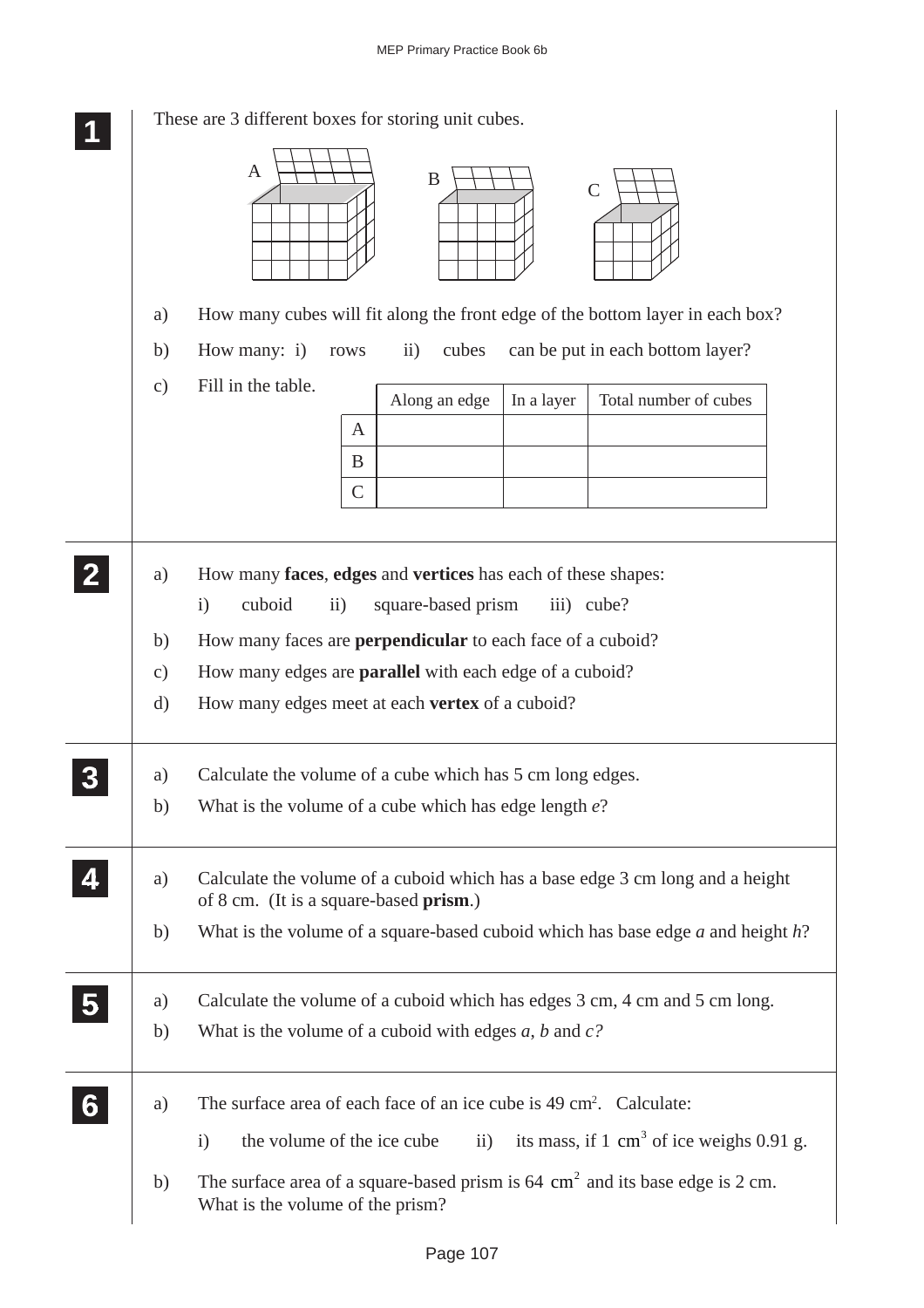**1**

These are 3 different boxes for storing unit cubes.

A B C

a) How many cubes will fit along the front edge of the bottom layer in each box?

b) How many: i) rows ii) cubes can be put in each bottom layer?

c) Fill in the table.

| | Along an edge | In a layer | Total number of cubes |
|---|---|---|---|
| A | | | |
| B | | | |
| C | | | |

**2**

a) How many **faces**, **edges** and **vertices** has each of these shapes:

i) cuboid ii) square-based prism iii) cube?

b) How many faces are **perpendicular** to each face of a cuboid?

c) How many edges are **parallel** with each edge of a cuboid?

d) How many edges meet at each **vertex** of a cuboid?

**3**

a) Calculate the volume of a cube which has 5 cm long edges.

b) What is the volume of a cube which has edge length $e$?

**4**

a) Calculate the volume of a cuboid which has a base edge 3 cm long and a height of 8 cm. (It is a square-based **prism**.)

b) What is the volume of a square-based cuboid which has base edge $a$ and height $h$?

**5**

a) Calculate the volume of a cuboid which has edges 3 cm, 4 cm and 5 cm long.

b) What is the volume of a cuboid with edges $a$, $b$ and $c$?

**6**

a) The surface area of each face of an ice cube is 49 $cm^2$. Calculate:

i) the volume of the ice cube ii) its mass, if 1 $cm^3$ of ice weighs 0.91 g.

b) The surface area of a square-based prism is 64 $cm^2$ and its base edge is 2 cm. What is the volume of the prism?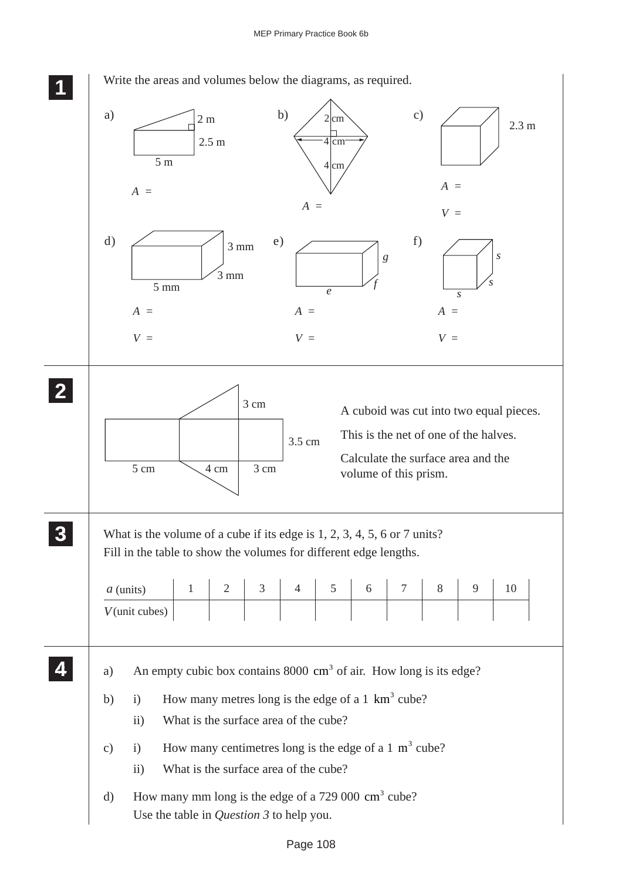**1** Write the areas and volumes below the diagrams, as required.

a) 2 m, 2.5 m, 5 m

$A$ =

b) 2 cm, 4 cm, 4 cm

$A$ =

c) 2.3 m

$A$ =

$V$ =

d) 3 mm, 3 mm, 5 mm

$A$ =

$V$ =

e) $g$, $f$, $e$

$A$ =

$V$ =

f) $s$, $s$, $s$

$A$ =

$V$ =

**2** 3 cm, 3.5 cm, 5 cm, 4 cm, 3 cm

A cuboid was cut into two equal pieces.

This is the net of one of the halves.

Calculate the surface area and the volume of this prism.

**3** What is the volume of a cube if its edge is 1, 2, 3, 4, 5, 6 or 7 units?
Fill in the table to show the volumes for different edge lengths.

| $a$ (units) | 1 | 2 | 3 | 4 | 5 | 6 | 7 | 8 | 9 | 10 |
|---|---|---|---|---|---|---|---|---|---|---|
| $V$ (unit cubes) | | | | | | | | | | |

**4**

a) An empty cubic box contains 8000 $cm^3$ of air. How long is its edge?

b) i) How many metres long is the edge of a 1 $km^3$ cube?

ii) What is the surface area of the cube?

c) i) How many centimetres long is the edge of a 1 $m^3$ cube?

ii) What is the surface area of the cube?

d) How many mm long is the edge of a 729 000 $cm^3$ cube?
Use the table in *Question 3* to help you.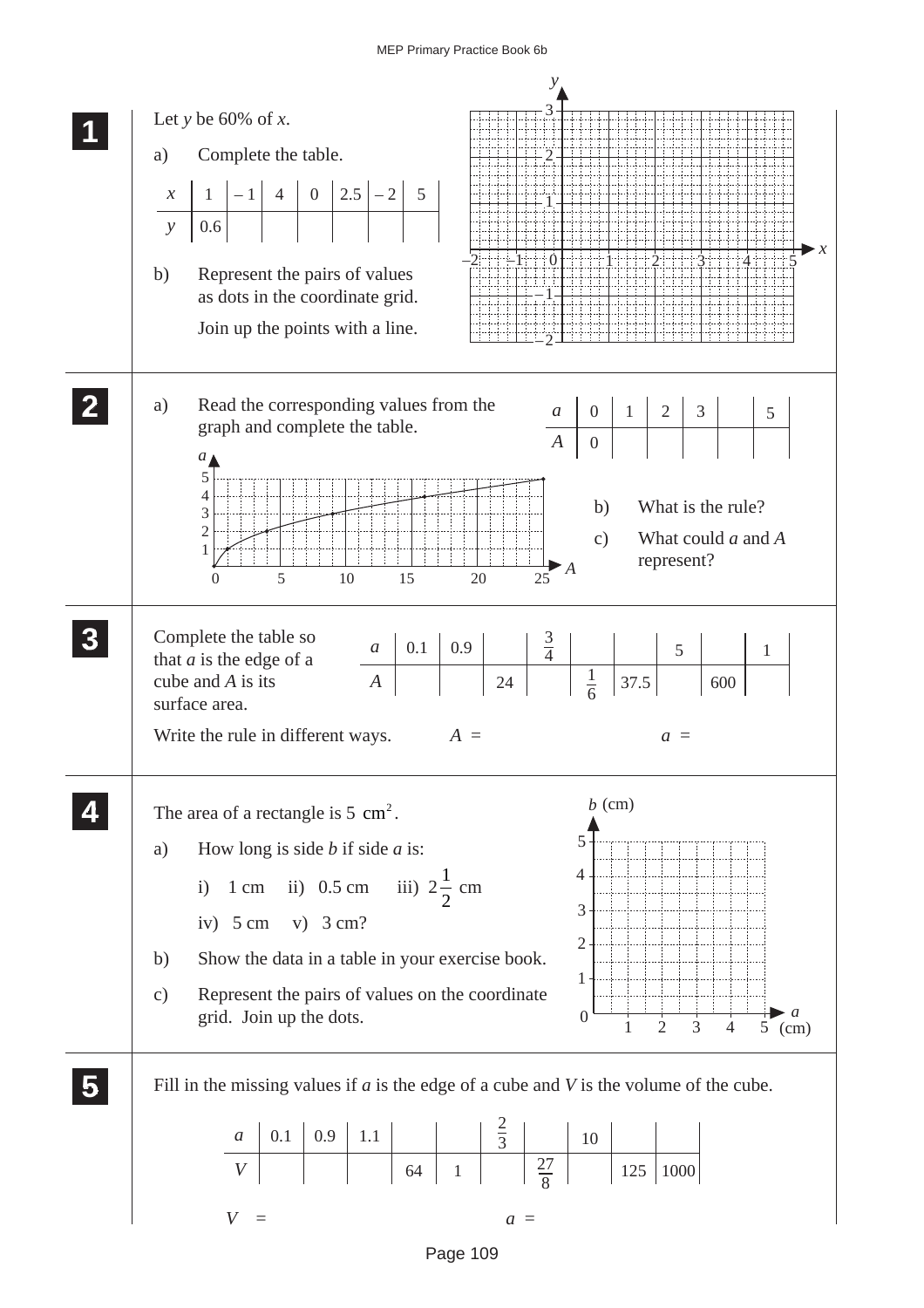**1**

Let $y$ be 60% of $x$.

a) Complete the table.

| $x$ | 1 | – 1 | 4 | 0 | 2.5 | – 2 | 5 |
|---|---|---|---|---|---|---|---|
| $y$ | 0.6 | | | | | | |

b) Represent the pairs of values as dots in the coordinate grid.

Join up the points with a line.

**2**

a) Read the corresponding values from the graph and complete the table.

| $a$ | 0 | 1 | 2 | 3 | | 5 |
|---|---|---|---|---|---|---|
| $A$ | 0 | | | | | |

b) What is the rule?

c) What could $a$ and $A$ represent?

**3**

Complete the table so that $a$ is the edge of a cube and $A$ is its surface area.

| $a$ | 0.1 | 0.9 | | $\frac{3}{4}$ | | | 5 | | 1 |
|---|---|---|---|---|---|---|---|---|---|
| $A$ | | | 24 | | $\frac{1}{6}$ | 37.5 | | 600 | |

Write the rule in different ways. $A =$ $a =$

**4**

The area of a rectangle is 5 $cm^2$.

a) How long is side $b$ if side $a$ is:

i) 1 cm ii) 0.5 cm iii) $2\frac{1}{2}$ cm

iv) 5 cm v) 3 cm?

b) Show the data in a table in your exercise book.

c) Represent the pairs of values on the coordinate grid. Join up the dots.

**5**

Fill in the missing values if $a$ is the edge of a cube and $V$ is the volume of the cube.

| $a$ | 0.1 | 0.9 | 1.1 | | | $\frac{2}{3}$ | | 10 | | |
|---|---|---|---|---|---|---|---|---|---|---|
| $V$ | | | | 64 | 1 | | $\frac{27}{8}$ | | 125 | 1000 |

$V =$ $a =$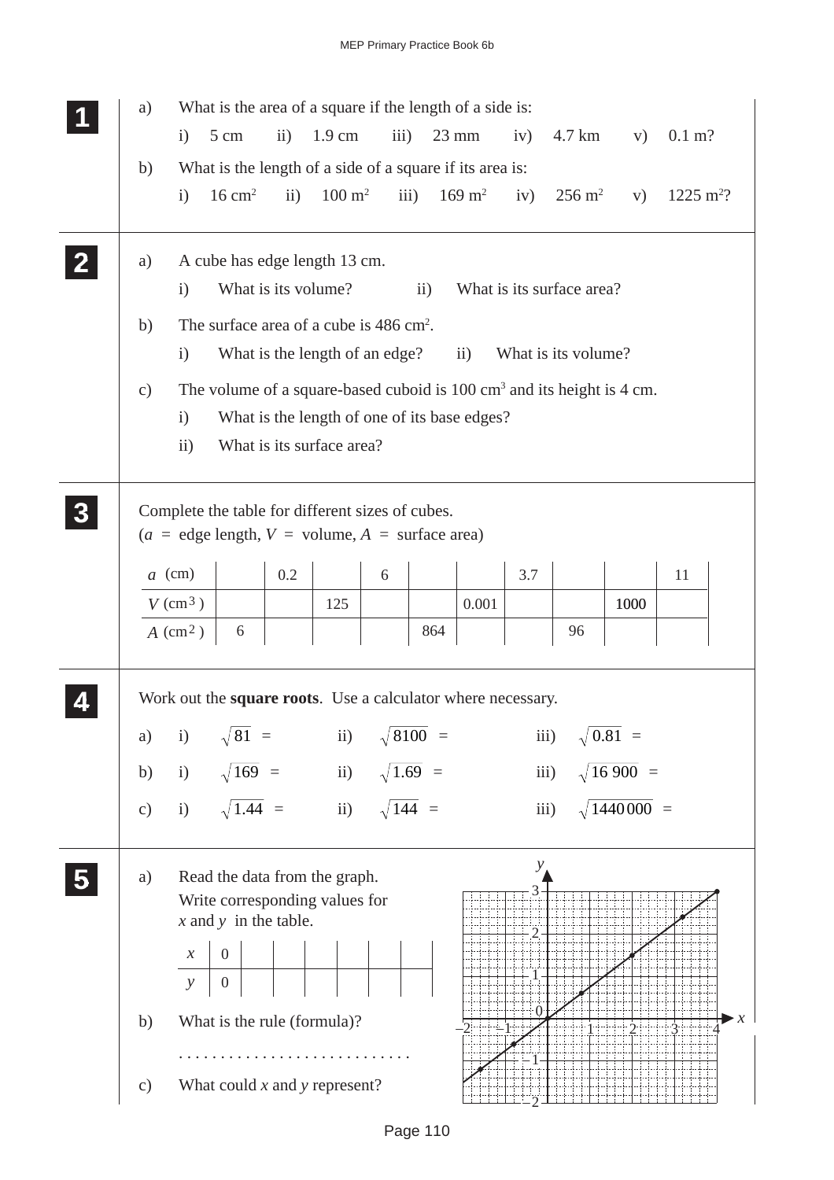**1**

a) What is the area of a square if the length of a side is:

i) 5 cm  ii) 1.9 cm  iii) 23 mm  iv) 4.7 km  v) 0.1 m?

b) What is the length of a side of a square if its area is:

i) 16 cm$^2$  ii) 100 m$^2$  iii) 169 m$^2$  iv) 256 m$^2$  v) 1225 m$^2$?

**2**

a) A cube has edge length 13 cm.

i) What is its volume?  ii) What is its surface area?

b) The surface area of a cube is 486 cm$^2$.

i) What is the length of an edge?  ii) What is its volume?

c) The volume of a square-based cuboid is 100 cm$^3$ and its height is 4 cm.

i) What is the length of one of its base edges?

ii) What is its surface area?

**3**

Complete the table for different sizes of cubes.
($a$ = edge length, $V$ = volume, $A$ = surface area)

| | | | | | | | | | | |
|---|---|---|---|---|---|---|---|---|---|---|
| $a$ (cm) | | 0.2 | | 6 | | | 3.7 | | | 11 |
| $V$ (cm$^3$) | | | 125 | | | 0.001 | | | 1000 | |
| $A$ (cm$^2$) | 6 | | | | 864 | | | 96 | | |

**4**

Work out the **square roots**. Use a calculator where necessary.

a) i) $\sqrt{81}$ =  ii) $\sqrt{8100}$ =  iii) $\sqrt{0.81}$ =

b) i) $\sqrt{169}$ =  ii) $\sqrt{1.69}$ =  iii) $\sqrt{16\,900}$ =

c) i) $\sqrt{1.44}$ =  ii) $\sqrt{144}$ =  iii) $\sqrt{1440\,000}$ =

**5**

a) Read the data from the graph. Write corresponding values for $x$ and $y$ in the table.

| | | | | | | | |
|---|---|---|---|---|---|---|---|
| $x$ | 0 | | | | | | |
| $y$ | 0 | | | | | | |

y
3
2
1
0
–1
–2
x
–2 –1 1 2 3 4

b) What is the rule (formula)?

. . . . . . . . . . . . . . . . . . . . . . . . . . . .

c) What could $x$ and $y$ represent?